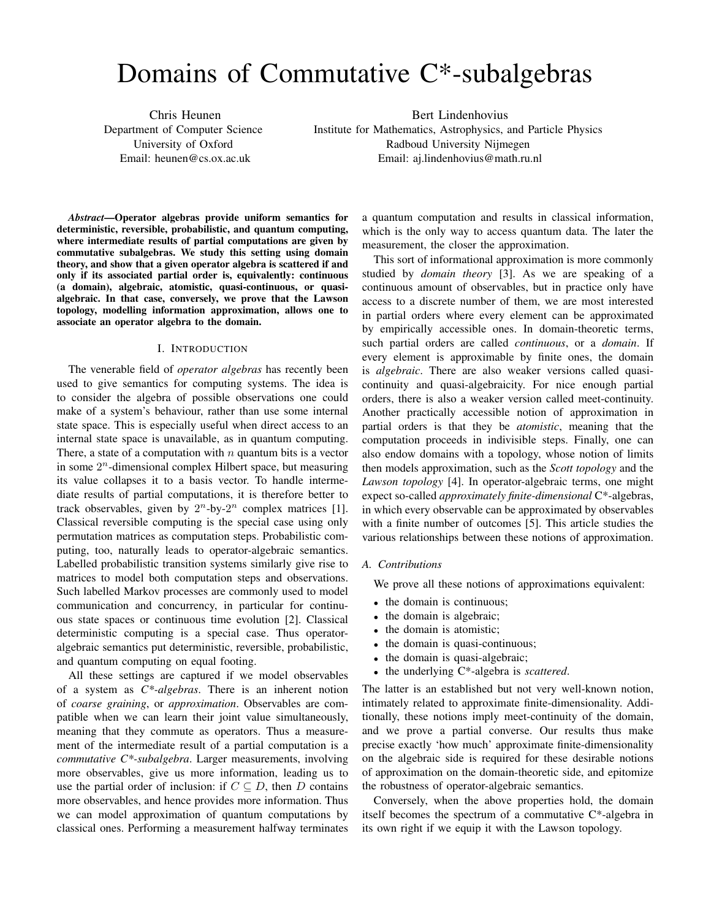# Domains of Commutative C*-subalgebras

Chris Heunen
Department of Computer Science
University of Oxford
Email: heunen@cs.ox.ac.uk

Bert Lindenhovius
Institute for Mathematics, Astrophysics, and Particle Physics
Radboud University Nijmegen
Email: aj.lindenhovius@math.ru.nl

***Abstract*—Operator algebras provide uniform semantics for deterministic, reversible, probabilistic, and quantum computing, where intermediate results of partial computations are given by commutative subalgebras. We study this setting using domain theory, and show that a given operator algebra is scattered if and only if its associated partial order is, equivalently: continuous (a domain), algebraic, atomistic, quasi-continuous, or quasi-algebraic. In that case, conversely, we prove that the Lawson topology, modelling information approximation, allows one to associate an operator algebra to the domain.**

## I. Introduction

The venerable field of *operator algebras* has recently been used to give semantics for computing systems. The idea is to consider the algebra of possible observations one could make of a system's behaviour, rather than use some internal state space. This is especially useful when direct access to an internal state space is unavailable, as in quantum computing. There, a state of a computation with $n$ quantum bits is a vector in some $2^n$-dimensional complex Hilbert space, but measuring its value collapses it to a basis vector. To handle intermediate results of partial computations, it is therefore better to track observables, given by $2^n$-by-$2^n$ complex matrices [1]. Classical reversible computing is the special case using only permutation matrices as computation steps. Probabilistic computing, too, naturally leads to operator-algebraic semantics. Labelled probabilistic transition systems similarly give rise to matrices to model both computation steps and observations. Such labelled Markov processes are commonly used to model communication and concurrency, in particular for continuous state spaces or continuous time evolution [2]. Classical deterministic computing is a special case. Thus operator-algebraic semantics put deterministic, reversible, probabilistic, and quantum computing on equal footing.

All these settings are captured if we model observables of a system as *C*-algebras*. There is an inherent notion of *coarse graining*, or *approximation*. Observables are compatible when we can learn their joint value simultaneously, meaning that they commute as operators. Thus a measurement of the intermediate result of a partial computation is a *commutative C*-subalgebra*. Larger measurements, involving more observables, give us more information, leading us to use the partial order of inclusion: if $C \subseteq D$, then $D$ contains more observables, and hence provides more information. Thus we can model approximation of quantum computations by classical ones. Performing a measurement halfway terminates a quantum computation and results in classical information, which is the only way to access quantum data. The later the measurement, the closer the approximation.

This sort of informational approximation is more commonly studied by *domain theory* [3]. As we are speaking of a continuous amount of observables, but in practice only have access to a discrete number of them, we are most interested in partial orders where every element can be approximated by empirically accessible ones. In domain-theoretic terms, such partial orders are called *continuous*, or a *domain*. If every element is approximable by finite ones, the domain is *algebraic*. There are also weaker versions called quasi-continuity and quasi-algebraicity. For nice enough partial orders, there is also a weaker version called meet-continuity. Another practically accessible notion of approximation in partial orders is that they be *atomistic*, meaning that the computation proceeds in indivisible steps. Finally, one can also endow domains with a topology, whose notion of limits then models approximation, such as the *Scott topology* and the *Lawson topology* [4]. In operator-algebraic terms, one might expect so-called *approximately finite-dimensional* C*-algebras, in which every observable can be approximated by observables with a finite number of outcomes [5]. This article studies the various relationships between these notions of approximation.

### A. Contributions

We prove all these notions of approximations equivalent:

- the domain is continuous;
- the domain is algebraic;
- the domain is atomistic;
- the domain is quasi-continuous;
- the domain is quasi-algebraic;
- the underlying C*-algebra is *scattered*.

The latter is an established but not very well-known notion, intimately related to approximate finite-dimensionality. Additionally, these notions imply meet-continuity of the domain, and we prove a partial converse. Our results thus make precise exactly 'how much' approximate finite-dimensionality on the algebraic side is required for these desirable notions of approximation on the domain-theoretic side, and epitomize the robustness of operator-algebraic semantics.

Conversely, when the above properties hold, the domain itself becomes the spectrum of a commutative C*-algebra in its own right if we equip it with the Lawson topology.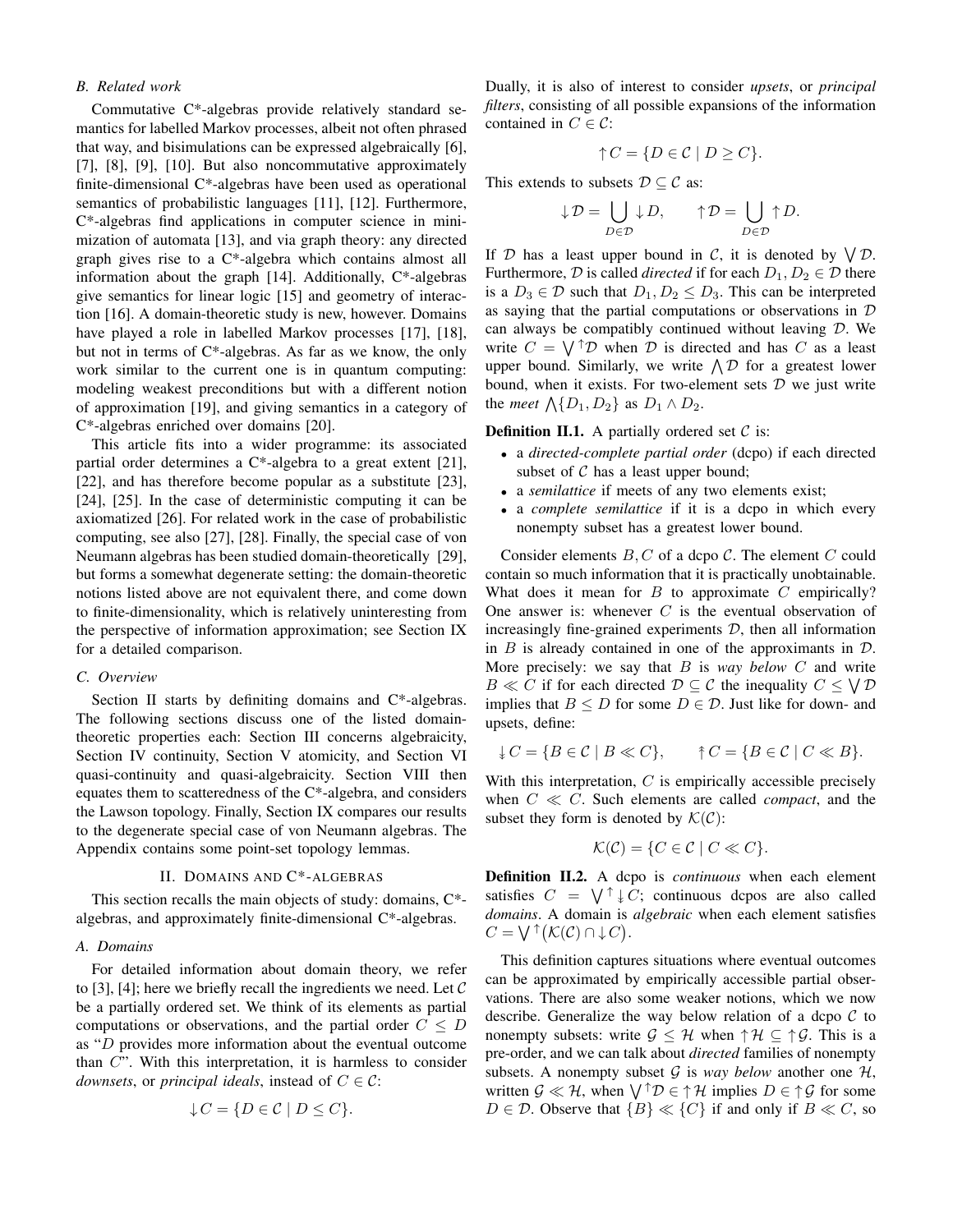### B. Related work

Commutative C*-algebras provide relatively standard semantics for labelled Markov processes, albeit not often phrased that way, and bisimulations can be expressed algebraically [6], [7], [8], [9], [10]. But also noncommutative approximately finite-dimensional C*-algebras have been used as operational semantics of probabilistic languages [11], [12]. Furthermore, C*-algebras find applications in computer science in minimization of automata [13], and via graph theory: any directed graph gives rise to a C*-algebra which contains almost all information about the graph [14]. Additionally, C*-algebras give semantics for linear logic [15] and geometry of interaction [16]. A domain-theoretic study is new, however. Domains have played a role in labelled Markov processes [17], [18], but not in terms of C*-algebras. As far as we know, the only work similar to the current one is in quantum computing: modeling weakest preconditions but with a different notion of approximation [19], and giving semantics in a category of C*-algebras enriched over domains [20].

This article fits into a wider programme: its associated partial order determines a C*-algebra to a great extent [21], [22], and has therefore become popular as a substitute [23], [24], [25]. In the case of deterministic computing it can be axiomatized [26]. For related work in the case of probabilistic computing, see also [27], [28]. Finally, the special case of von Neumann algebras has been studied domain-theoretically [29], but forms a somewhat degenerate setting: the domain-theoretic notions listed above are not equivalent there, and come down to finite-dimensionality, which is relatively uninteresting from the perspective of information approximation; see Section IX for a detailed comparison.

### C. Overview

Section II starts by definiting domains and C*-algebras. The following sections discuss one of the listed domain-theoretic properties each: Section III concerns algebraicity, Section IV continuity, Section V atomicity, and Section VI quasi-continuity and quasi-algebraicity. Section VIII then equates them to scatteredness of the C*-algebra, and considers the Lawson topology. Finally, Section IX compares our results to the degenerate special case of von Neumann algebras. The Appendix contains some point-set topology lemmas.

## II. Domains and C*-algebras

This section recalls the main objects of study: domains, C*-algebras, and approximately finite-dimensional C*-algebras.

### A. Domains

For detailed information about domain theory, we refer to [3], [4]; here we briefly recall the ingredients we need. Let $\mathcal{C}$ be a partially ordered set. We think of its elements as partial computations or observations, and the partial order $C \leq D$ as "$D$ provides more information about the eventual outcome than $C$". With this interpretation, it is harmless to consider *downsets*, or *principal ideals*, instead of $C \in \mathcal{C}$:

$$\downarrow C = \{D \in \mathcal{C} \mid D \leq C\}.$$

Dually, it is also of interest to consider *upsets*, or *principal filters*, consisting of all possible expansions of the information contained in $C \in \mathcal{C}$:

$$\uparrow C = \{D \in \mathcal{C} \mid D \geq C\}.$$

This extends to subsets $\mathcal{D} \subseteq \mathcal{C}$ as:

$$\downarrow \mathcal{D} = \bigcup_{D \in \mathcal{D}} \downarrow D, \qquad \uparrow \mathcal{D} = \bigcup_{D \in \mathcal{D}} \uparrow D.$$

If $\mathcal{D}$ has a least upper bound in $\mathcal{C}$, it is denoted by $\bigvee \mathcal{D}$. Furthermore, $\mathcal{D}$ is called *directed* if for each $D_1, D_2 \in \mathcal{D}$ there is a $D_3 \in \mathcal{D}$ such that $D_1, D_2 \leq D_3$. This can be interpreted as saying that the partial computations or observations in $\mathcal{D}$ can always be compatibly continued without leaving $\mathcal{D}$. We write $C = \bigvee^{\uparrow} \mathcal{D}$ when $\mathcal{D}$ is directed and has $C$ as a least upper bound. Similarly, we write $\bigwedge \mathcal{D}$ for a greatest lower bound, when it exists. For two-element sets $\mathcal{D}$ we just write the *meet* $\bigwedge\{D_1, D_2\}$ as $D_1 \wedge D_2$.

**Definition II.1.** A partially ordered set $\mathcal{C}$ is:

- a *directed-complete partial order* (dcpo) if each directed subset of $\mathcal{C}$ has a least upper bound;
- a *semilattice* if meets of any two elements exist;
- a *complete semilattice* if it is a dcpo in which every nonempty subset has a greatest lower bound.

Consider elements $B, C$ of a dcpo $\mathcal{C}$. The element $C$ could contain so much information that it is practically unobtainable. What does it mean for $B$ to approximate $C$ empirically? One answer is: whenever $C$ is the eventual observation of increasingly fine-grained experiments $\mathcal{D}$, then all information in $B$ is already contained in one of the approximants in $\mathcal{D}$. More precisely: we say that $B$ is *way below* $C$ and write $B \ll C$ if for each directed $\mathcal{D} \subseteq \mathcal{C}$ the inequality $C \leq \bigvee \mathcal{D}$ implies that $B \leq D$ for some $D \in \mathcal{D}$. Just like for down- and upsets, define:

$$\twoheaddownarrow C = \{B \in \mathcal{C} \mid B \ll C\}, \qquad \twoheaduparrow C = \{B \in \mathcal{C} \mid C \ll B\}.$$

With this interpretation, $C$ is empirically accessible precisely when $C \ll C$. Such elements are called *compact*, and the subset they form is denoted by $\mathcal{K}(\mathcal{C})$:

$$\mathcal{K}(\mathcal{C}) = \{C \in \mathcal{C} \mid C \ll C\}.$$

**Definition II.2.** A dcpo is *continuous* when each element satisfies $C = \bigvee^{\uparrow} \twoheaddownarrow C$; continuous dcpos are also called *domains*. A domain is *algebraic* when each element satisfies $C = \bigvee^{\uparrow} \big(\mathcal{K}(\mathcal{C}) \cap \downarrow C\big)$.

This definition captures situations where eventual outcomes can be approximated by empirically accessible partial observations. There are also some weaker notions, which we now describe. Generalize the way below relation of a dcpo $\mathcal{C}$ to nonempty subsets: write $\mathcal{G} \leq \mathcal{H}$ when $\uparrow \mathcal{H} \subseteq \uparrow \mathcal{G}$. This is a pre-order, and we can talk about *directed* families of nonempty subsets. A nonempty subset $\mathcal{G}$ is *way below* another one $\mathcal{H}$, written $\mathcal{G} \ll \mathcal{H}$, when $\bigvee^{\uparrow} \mathcal{D} \in \uparrow \mathcal{H}$ implies $D \in \uparrow \mathcal{G}$ for some $D \in \mathcal{D}$. Observe that $\{B\} \ll \{C\}$ if and only if $B \ll C$, so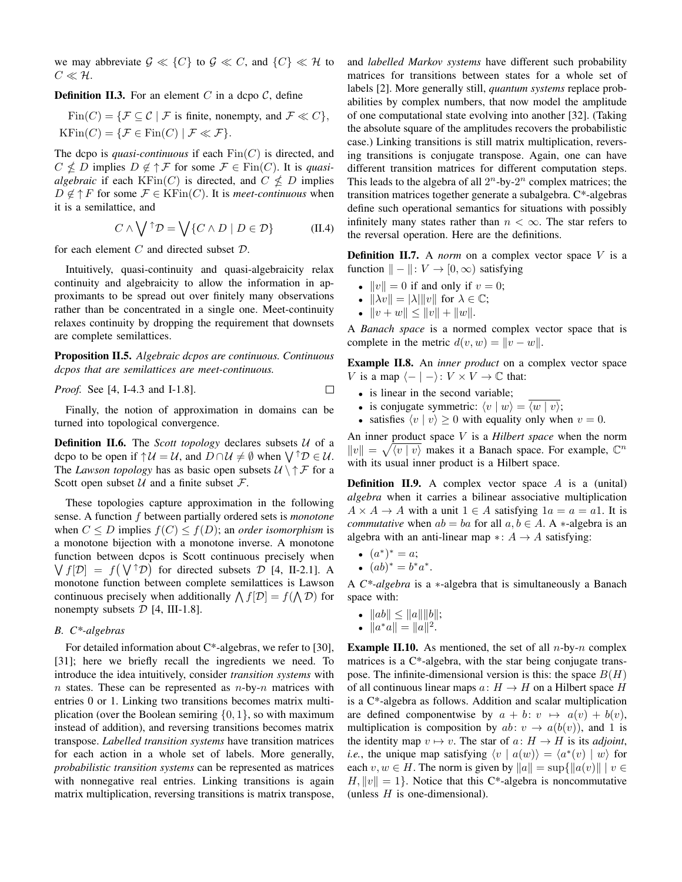we may abbreviate $\mathcal{G} \ll \{C\}$ to $\mathcal{G} \ll C$, and $\{C\} \ll \mathcal{H}$ to $C \ll \mathcal{H}$.

**Definition II.3.** For an element $C$ in a dcpo $\mathcal{C}$, define

$$\mathrm{Fin}(C) = \{\mathcal{F} \subseteq \mathcal{C} \mid \mathcal{F} \text{ is finite, nonempty, and } \mathcal{F} \ll C\},$$
$$\mathrm{KFin}(C) = \{\mathcal{F} \in \mathrm{Fin}(C) \mid \mathcal{F} \ll \mathcal{F}\}.$$

The dcpo is *quasi-continuous* if each $\mathrm{Fin}(C)$ is directed, and $C \not\leq D$ implies $D \notin \uparrow\mathcal{F}$ for some $\mathcal{F} \in \mathrm{Fin}(C)$. It is *quasi-algebraic* if each $\mathrm{KFin}(C)$ is directed, and $C \not\leq D$ implies $D \notin \uparrow F$ for some $\mathcal{F} \in \mathrm{KFin}(C)$. It is *meet-continuous* when it is a semilattice, and

$$C \wedge \bigvee{}^{\uparrow}\mathcal{D} = \bigvee\{C \wedge D \mid D \in \mathcal{D}\} \tag{II.4}$$

for each element $C$ and directed subset $\mathcal{D}$.

Intuitively, quasi-continuity and quasi-algebraicity relax continuity and algebraicity to allow the information in approximants to be spread out over finitely many observations rather than be concentrated in a single one. Meet-continuity relaxes continuity by dropping the requirement that downsets are complete semilattices.

**Proposition II.5.** *Algebraic dcpos are continuous. Continuous dcpos that are semilattices are meet-continuous.*

*Proof.* See [4, I-4.3 and I-1.8]. □

Finally, the notion of approximation in domains can be turned into topological convergence.

**Definition II.6.** The *Scott topology* declares subsets $\mathcal{U}$ of a dcpo to be open if $\uparrow\mathcal{U} = \mathcal{U}$, and $D \cap \mathcal{U} \neq \emptyset$ when $\bigvee{}^{\uparrow}\mathcal{D} \in \mathcal{U}$. The *Lawson topology* has as basic open subsets $\mathcal{U} \setminus \uparrow\mathcal{F}$ for a Scott open subset $\mathcal{U}$ and a finite subset $\mathcal{F}$.

These topologies capture approximation in the following sense. A function $f$ between partially ordered sets is *monotone* when $C \leq D$ implies $f(C) \leq f(D)$; an *order isomorphism* is a monotone bijection with a monotone inverse. A monotone function between dcpos is Scott continuous precisely when $\bigvee f[\mathcal{D}] = f\big(\bigvee{}^{\uparrow}\mathcal{D}\big)$ for directed subsets $\mathcal{D}$ [4, II-2.1]. A monotone function between complete semilattices is Lawson continuous precisely when additionally $\bigwedge f[\mathcal{D}] = f(\bigwedge \mathcal{D})$ for nonempty subsets $\mathcal{D}$ [4, III-1.8].

### B. C*-algebras

For detailed information about C*-algebras, we refer to [30], [31]; here we briefly recall the ingredients we need. To introduce the idea intuitively, consider *transition systems* with $n$ states. These can be represented as $n$-by-$n$ matrices with entries 0 or 1. Linking two transitions becomes matrix multiplication (over the Boolean semiring $\{0,1\}$, so with maximum instead of addition), and reversing transitions becomes matrix transpose. *Labelled transition systems* have transition matrices for each action in a whole set of labels. More generally, *probabilistic transition systems* can be represented as matrices with nonnegative real entries. Linking transitions is again matrix multiplication, reversing transitions is matrix transpose, and *labelled Markov systems* have different such probability matrices for transitions between states for a whole set of labels [2]. More generally still, *quantum systems* replace probabilities by complex numbers, that now model the amplitude of one computational state evolving into another [32]. (Taking the absolute square of the amplitudes recovers the probabilistic case.) Linking transitions is still matrix multiplication, reversing transitions is conjugate transpose. Again, one can have different transition matrices for different computation steps. This leads to the algebra of all $2^n$-by-$2^n$ complex matrices; the transition matrices together generate a subalgebra. C*-algebras define such operational semantics for situations with possibly infinitely many states rather than $n < \infty$. The star refers to the reversal operation. Here are the definitions.

**Definition II.7.** A *norm* on a complex vector space $V$ is a function $\|-\|\colon V \to [0,\infty)$ satisfying

- $\|v\| = 0$ if and only if $v = 0$;
- $\|\lambda v\| = |\lambda|\|v\|$ for $\lambda \in \mathbb{C}$;
- $\|v + w\| \leq \|v\| + \|w\|$.

A *Banach space* is a normed complex vector space that is complete in the metric $d(v,w) = \|v - w\|$.

**Example II.8.** An *inner product* on a complex vector space $V$ is a map $\langle - \mid - \rangle\colon V \times V \to \mathbb{C}$ that:

- is linear in the second variable;
- is conjugate symmetric: $\langle v \mid w \rangle = \overline{\langle w \mid v \rangle}$;
- satisfies $\langle v \mid v \rangle \geq 0$ with equality only when $v = 0$.

An inner product space $V$ is a *Hilbert space* when the norm $\|v\| = \sqrt{\langle v \mid v \rangle}$ makes it a Banach space. For example, $\mathbb{C}^n$ with its usual inner product is a Hilbert space.

**Definition II.9.** A complex vector space $A$ is a (unital) *algebra* when it carries a bilinear associative multiplication $A \times A \to A$ with a unit $1 \in A$ satisfying $1a = a = a1$. It is *commutative* when $ab = ba$ for all $a, b \in A$. A $*$-algebra is an algebra with an anti-linear map $*\colon A \to A$ satisfying:

- $(a^*)^* = a$;
- $(ab)^* = b^*a^*$.

A *C\*-algebra* is a $*$-algebra that is simultaneously a Banach space with:

- $\|ab\| \leq \|a\|\|b\|$;
- $\|a^*a\| = \|a\|^2$.

**Example II.10.** As mentioned, the set of all $n$-by-$n$ complex matrices is a C*-algebra, with the star being conjugate transpose. The infinite-dimensional version is this: the space $B(H)$ of all continuous linear maps $a\colon H \to H$ on a Hilbert space $H$ is a C*-algebra as follows. Addition and scalar multiplication are defined componentwise by $a + b\colon v \mapsto a(v) + b(v)$, multiplication is composition by $ab\colon v \to a(b(v))$, and 1 is the identity map $v \mapsto v$. The star of $a\colon H \to H$ is its *adjoint*, *i.e.*, the unique map satisfying $\langle v \mid a(w) \rangle = \langle a^*(v) \mid w \rangle$ for each $v, w \in H$. The norm is given by $\|a\| = \sup\{\|a(v)\| \mid v \in H, \|v\| = 1\}$. Notice that this C*-algebra is noncommutative (unless $H$ is one-dimensional).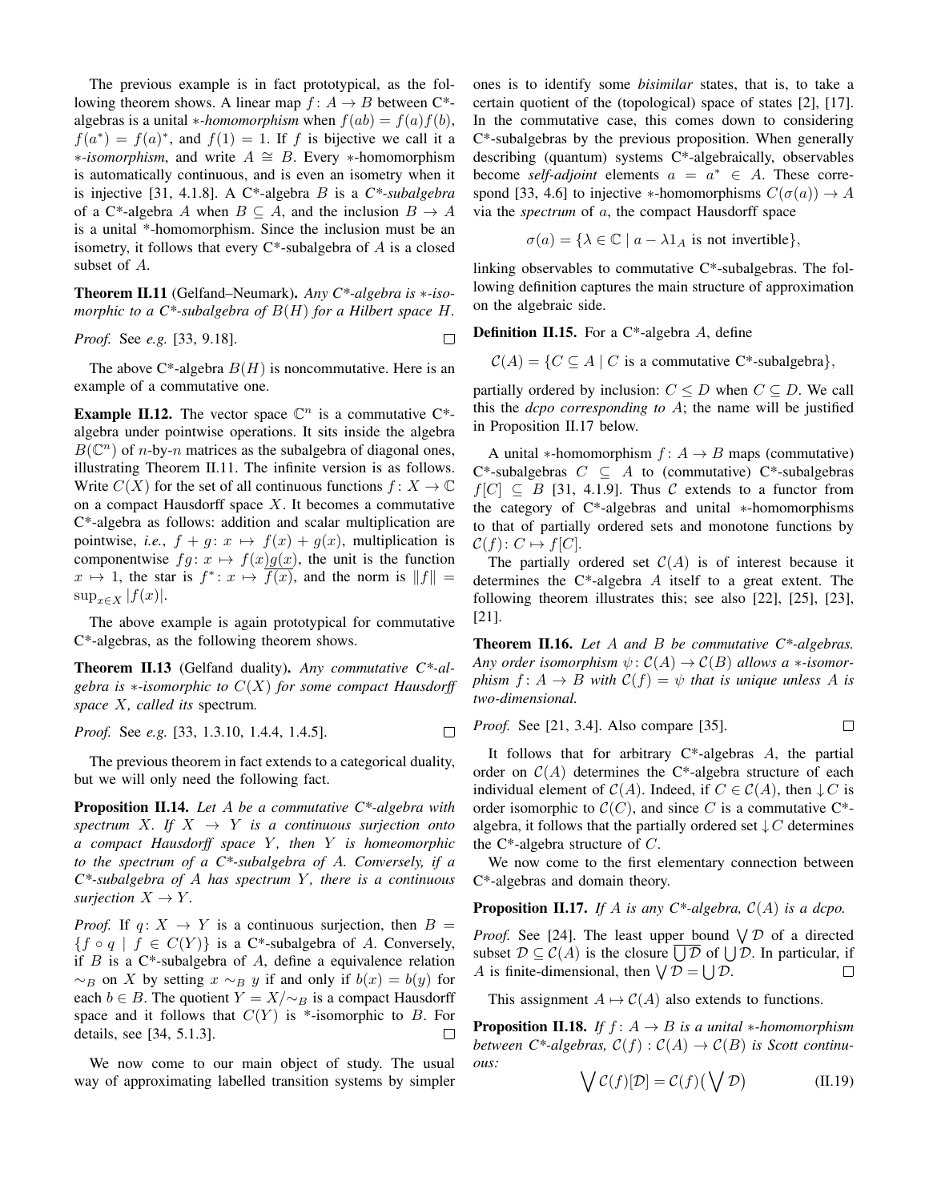The previous example is in fact prototypical, as the following theorem shows. A linear map $f\colon A \to B$ between C*-algebras is a unital $*$-*homomorphism* when $f(ab) = f(a)f(b)$, $f(a^*) = f(a)^*$, and $f(1) = 1$. If $f$ is bijective we call it a $*$-*isomorphism*, and write $A \cong B$. Every $*$-homomorphism is automatically continuous, and is even an isometry when it is injective [31, 4.1.8]. A C*-algebra $B$ is a *C*-subalgebra* of a C*-algebra $A$ when $B \subseteq A$, and the inclusion $B \to A$ is a unital *-homomorphism. Since the inclusion must be an isometry, it follows that every C*-subalgebra of $A$ is a closed subset of $A$.

**Theorem II.11** (Gelfand–Neumark). *Any C*-algebra is $*$-isomorphic to a C*-subalgebra of $B(H)$ for a Hilbert space $H$.*

*Proof.* See *e.g.* [33, 9.18]. □

The above C*-algebra $B(H)$ is noncommutative. Here is an example of a commutative one.

**Example II.12.** The vector space $\mathbb{C}^n$ is a commutative C*-algebra under pointwise operations. It sits inside the algebra $B(\mathbb{C}^n)$ of $n$-by-$n$ matrices as the subalgebra of diagonal ones, illustrating Theorem II.11. The infinite version is as follows. Write $C(X)$ for the set of all continuous functions $f\colon X \to \mathbb{C}$ on a compact Hausdorff space $X$. It becomes a commutative C*-algebra as follows: addition and scalar multiplication are pointwise, *i.e.*, $f + g\colon x \mapsto f(x) + g(x)$, multiplication is componentwise $fg\colon x \mapsto f(x)g(x)$, the unit is the function $x \mapsto 1$, the star is $f^*\colon x \mapsto \overline{f(x)}$, and the norm is $\|f\| = \sup_{x\in X} |f(x)|$.

The above example is again prototypical for commutative C*-algebras, as the following theorem shows.

**Theorem II.13** (Gelfand duality). *Any commutative C*-algebra is $*$-isomorphic to $C(X)$ for some compact Hausdorff space $X$, called its* spectrum*.*

*Proof.* See *e.g.* [33, 1.3.10, 1.4.4, 1.4.5]. □

The previous theorem in fact extends to a categorical duality, but we will only need the following fact.

**Proposition II.14.** *Let $A$ be a commutative C*-algebra with spectrum $X$. If $X \to Y$ is a continuous surjection onto a compact Hausdorff space $Y$, then $Y$ is homeomorphic to the spectrum of a C*-subalgebra of $A$. Conversely, if a C*-subalgebra of $A$ has spectrum $Y$, there is a continuous surjection $X \to Y$.*

*Proof.* If $q\colon X \to Y$ is a continuous surjection, then $B = \{f \circ q \mid f \in C(Y)\}$ is a C*-subalgebra of $A$. Conversely, if $B$ is a C*-subalgebra of $A$, define a equivalence relation $\sim_B$ on $X$ by setting $x \sim_B y$ if and only if $b(x) = b(y)$ for each $b \in B$. The quotient $Y = X/{\sim_B}$ is a compact Hausdorff space and it follows that $C(Y)$ is *-isomorphic to $B$. For details, see [34, 5.1.3]. □

We now come to our main object of study. The usual way of approximating labelled transition systems by simpler ones is to identify some *bisimilar* states, that is, to take a certain quotient of the (topological) space of states [2], [17]. In the commutative case, this comes down to considering C*-subalgebras by the previous proposition. When generally describing (quantum) systems C*-algebraically, observables become *self-adjoint* elements $a = a^* \in A$. These correspond [33, 4.6] to injective $*$-homomorphisms $C(\sigma(a)) \to A$ via the *spectrum* of $a$, the compact Hausdorff space

$$\sigma(a) = \{\lambda \in \mathbb{C} \mid a - \lambda 1_A \text{ is not invertible}\},$$

linking observables to commutative C*-subalgebras. The following definition captures the main structure of approximation on the algebraic side.

**Definition II.15.** For a C*-algebra $A$, define

$$\mathcal{C}(A) = \{C \subseteq A \mid C \text{ is a commutative C*-subalgebra}\},$$

partially ordered by inclusion: $C \leq D$ when $C \subseteq D$. We call this the *dcpo corresponding to* $A$; the name will be justified in Proposition II.17 below.

A unital $*$-homomorphism $f\colon A \to B$ maps (commutative) C*-subalgebras $C \subseteq A$ to (commutative) C*-subalgebras $f[C] \subseteq B$ [31, 4.1.9]. Thus $\mathcal{C}$ extends to a functor from the category of C*-algebras and unital $*$-homomorphisms to that of partially ordered sets and monotone functions by $\mathcal{C}(f)\colon C \mapsto f[C]$.

The partially ordered set $\mathcal{C}(A)$ is of interest because it determines the C*-algebra $A$ itself to a great extent. The following theorem illustrates this; see also [22], [25], [23], [21].

**Theorem II.16.** *Let $A$ and $B$ be commutative C*-algebras. Any order isomorphism $\psi\colon \mathcal{C}(A) \to \mathcal{C}(B)$ allows a $*$-isomorphism $f\colon A \to B$ with $\mathcal{C}(f) = \psi$ that is unique unless $A$ is two-dimensional.*

*Proof.* See [21, 3.4]. Also compare [35]. □

It follows that for arbitrary C*-algebras $A$, the partial order on $\mathcal{C}(A)$ determines the C*-algebra structure of each individual element of $\mathcal{C}(A)$. Indeed, if $C \in \mathcal{C}(A)$, then $\downarrow C$ is order isomorphic to $\mathcal{C}(C)$, and since $C$ is a commutative C*-algebra, it follows that the partially ordered set $\downarrow C$ determines the C*-algebra structure of $C$.

We now come to the first elementary connection between C*-algebras and domain theory.

**Proposition II.17.** *If $A$ is any C*-algebra, $\mathcal{C}(A)$ is a dcpo.*

*Proof.* See [24]. The least upper bound $\bigvee \mathcal{D}$ of a directed subset $\mathcal{D} \subseteq \mathcal{C}(A)$ is the closure $\overline{\bigcup \mathcal{D}}$ of $\bigcup \mathcal{D}$. In particular, if $A$ is finite-dimensional, then $\bigvee \mathcal{D} = \bigcup \mathcal{D}$. □

This assignment $A \mapsto \mathcal{C}(A)$ also extends to functions.

**Proposition II.18.** *If $f\colon A \to B$ is a unital $*$-homomorphism between C*-algebras, $\mathcal{C}(f) : \mathcal{C}(A) \to \mathcal{C}(B)$ is Scott continuous:*

$$\bigvee \mathcal{C}(f)[\mathcal{D}] = \mathcal{C}(f)\big(\bigvee \mathcal{D}\big) \tag{II.19}$$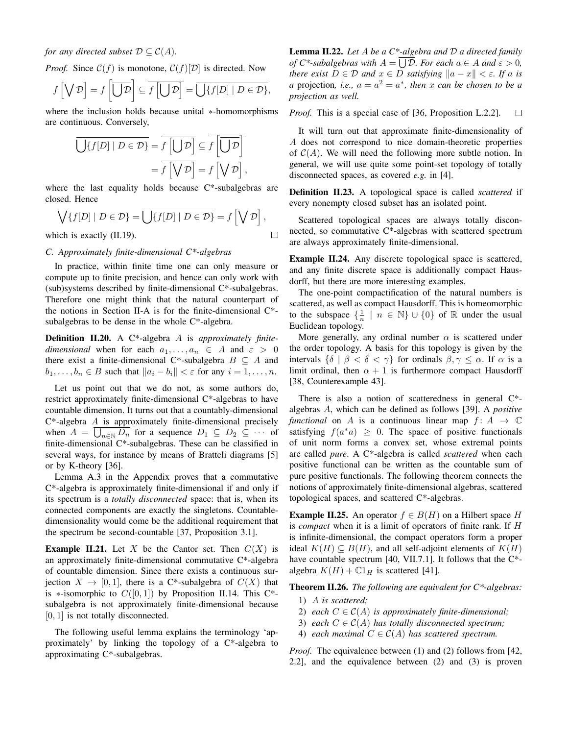*for any directed subset $\mathcal{D} \subseteq \mathcal{C}(A)$.*

*Proof.* Since $\mathcal{C}(f)$ is monotone, $\mathcal{C}(f)[\mathcal{D}]$ is directed. Now

$$f\left[\bigvee \mathcal{D}\right] = f\left[\overline{\bigcup \mathcal{D}}\right] \subseteq \overline{f\left[\bigcup \mathcal{D}\right]} = \overline{\bigcup\{f[D] \mid D \in \mathcal{D}\}},$$

where the inclusion holds because unital $*$-homomorphisms are continuous. Conversely,

$$\begin{aligned}\overline{\bigcup\{f[D] \mid D \in \mathcal{D}\}} &= \overline{f\left[\bigcup \mathcal{D}\right]} \subseteq \overline{f\left[\overline{\bigcup \mathcal{D}}\right]} \\ &= \overline{f\left[\bigvee \mathcal{D}\right]} = f\left[\bigvee \mathcal{D}\right],\end{aligned}$$

where the last equality holds because C*-subalgebras are closed. Hence

$$\bigvee\{f[D] \mid D \in \mathcal{D}\} = \overline{\bigcup\{f[D] \mid D \in \mathcal{D}\}} = f\left[\bigvee \mathcal{D}\right],$$

which is exactly (II.19). ∎

### C. Approximately finite-dimensional C*-algebras

In practice, within finite time one can only measure or compute up to finite precision, and hence can only work with (sub)systems described by finite-dimensional C*-subalgebras. Therefore one might think that the natural counterpart of the notions in Section II-A is for the finite-dimensional C*-subalgebras to be dense in the whole C*-algebra.

**Definition II.20.** A C*-algebra $A$ is *approximately finite-dimensional* when for each $a_1, \ldots, a_n \in A$ and $\varepsilon > 0$ there exist a finite-dimensional C*-subalgebra $B \subseteq A$ and $b_1, \ldots, b_n \in B$ such that $\|a_i - b_i\| < \varepsilon$ for any $i = 1, \ldots, n$.

Let us point out that we do not, as some authors do, restrict approximately finite-dimensional C*-algebras to have countable dimension. It turns out that a countably-dimensional C*-algebra $A$ is approximately finite-dimensional precisely when $A = \overline{\bigcup_{n \in \mathbb{N}} D_n}$ for a sequence $D_1 \subseteq D_2 \subseteq \cdots$ of finite-dimensional C*-subalgebras. These can be classified in several ways, for instance by means of Bratteli diagrams [5] or by K-theory [36].

Lemma A.3 in the Appendix proves that a commutative C*-algebra is approximately finite-dimensional if and only if its spectrum is a *totally disconnected* space: that is, when its connected components are exactly the singletons. Countable-dimensionality would come be the additional requirement that the spectrum be second-countable [37, Proposition 3.1].

**Example II.21.** Let $X$ be the Cantor set. Then $C(X)$ is an approximately finite-dimensional commutative C*-algebra of countable dimension. Since there exists a continuous surjection $X \to [0, 1]$, there is a C*-subalgebra of $C(X)$ that is $*$-isomorphic to $C([0, 1])$ by Proposition II.14. This C*-subalgebra is not approximately finite-dimensional because $[0, 1]$ is not totally disconnected.

The following useful lemma explains the terminology 'approximately' by linking the topology of a C*-algebra to approximating C*-subalgebras.

**Lemma II.22.** *Let $A$ be a C*-algebra and $\mathcal{D}$ a directed family of C*-subalgebras with $A = \overline{\bigcup \mathcal{D}}$. For each $a \in A$ and $\varepsilon > 0$, there exist $D \in \mathcal{D}$ and $x \in D$ satisfying $\|a - x\| < \varepsilon$. If $a$ is a* projection*, i.e., $a = a^2 = a^*$, then $x$ can be chosen to be a projection as well.*

*Proof.* This is a special case of [36, Proposition L.2.2]. ∎

It will turn out that approximate finite-dimensionality of $A$ does not correspond to nice domain-theoretic properties of $\mathcal{C}(A)$. We will need the following more subtle notion. In general, we will use quite some point-set topology of totally disconnected spaces, as covered *e.g.* in [4].

**Definition II.23.** A topological space is called *scattered* if every nonempty closed subset has an isolated point.

Scattered topological spaces are always totally disconnected, so commutative C*-algebras with scattered spectrum are always approximately finite-dimensional.

**Example II.24.** Any discrete topological space is scattered, and any finite discrete space is additionally compact Hausdorff, but there are more interesting examples.

The one-point compactification of the natural numbers is scattered, as well as compact Hausdorff. This is homeomorphic to the subspace $\{\frac{1}{n} \mid n \in \mathbb{N}\} \cup \{0\}$ of $\mathbb{R}$ under the usual Euclidean topology.

More generally, any ordinal number $\alpha$ is scattered under the order topology. A basis for this topology is given by the intervals $\{\delta \mid \beta < \delta < \gamma\}$ for ordinals $\beta, \gamma \leq \alpha$. If $\alpha$ is a limit ordinal, then $\alpha + 1$ is furthermore compact Hausdorff [38, Counterexample 43].

There is also a notion of scatteredness in general C*-algebras $A$, which can be defined as follows [39]. A *positive functional* on $A$ is a continuous linear map $f : A \to \mathbb{C}$ satisfying $f(a^*a) \geq 0$. The space of positive functionals of unit norm forms a convex set, whose extremal points are called *pure*. A C*-algebra is called *scattered* when each positive functional can be written as the countable sum of pure positive functionals. The following theorem connects the notions of approximately finite-dimensional algebras, scattered topological spaces, and scattered C*-algebras.

**Example II.25.** An operator $f \in B(H)$ on a Hilbert space $H$ is *compact* when it is a limit of operators of finite rank. If $H$ is infinite-dimensional, the compact operators form a proper ideal $K(H) \subseteq B(H)$, and all self-adjoint elements of $K(H)$ have countable spectrum [40, VII.7.1]. It follows that the C*-algebra $K(H) + \mathbb{C}1_H$ is scattered [41].

**Theorem II.26.** *The following are equivalent for C*-algebras:*

1) *$A$ is scattered;*
2) *each $C \in \mathcal{C}(A)$ is approximately finite-dimensional;*
3) *each $C \in \mathcal{C}(A)$ has totally disconnected spectrum;*
4) *each maximal $C \in \mathcal{C}(A)$ has scattered spectrum.*

*Proof.* The equivalence between (1) and (2) follows from [42, 2.2], and the equivalence between (2) and (3) is proven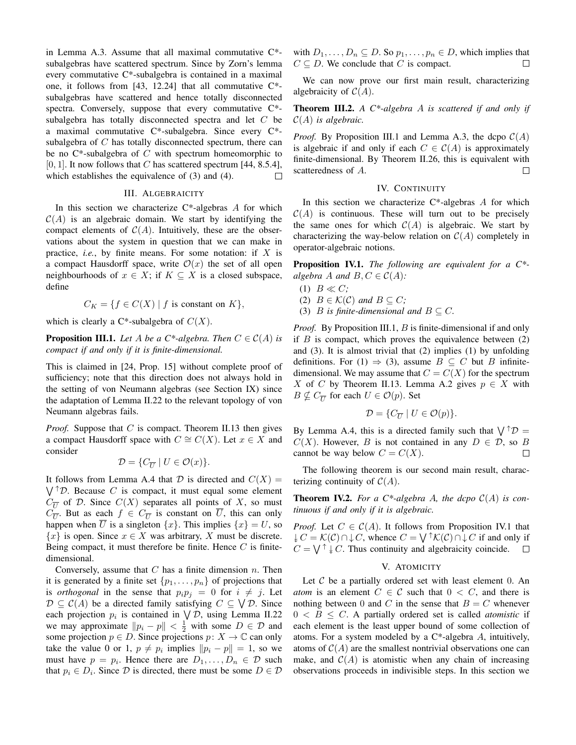in Lemma A.3. Assume that all maximal commutative C*-subalgebras have scattered spectrum. Since by Zorn's lemma every commutative C*-subalgebra is contained in a maximal one, it follows from [43, 12.24] that all commutative C*-subalgebras have scattered and hence totally disconnected spectra. Conversely, suppose that every commutative C*-subalgebra has totally disconnected spectra and let $C$ be a maximal commutative C*-subalgebra. Since every C*-subalgebra of $C$ has totally disconnected spectrum, there can be no C*-subalgebra of $C$ with spectrum homeomorphic to $[0, 1]$. It now follows that $C$ has scattered spectrum [44, 8.5.4], which establishes the equivalence of (3) and (4). $\square$

## III. Algebraicity

In this section we characterize C*-algebras $A$ for which $\mathcal{C}(A)$ is an algebraic domain. We start by identifying the compact elements of $\mathcal{C}(A)$. Intuitively, these are the observations about the system in question that we can make in practice, *i.e.*, by finite means. For some notation: if $X$ is a compact Hausdorff space, write $\mathcal{O}(x)$ the set of all open neighbourhoods of $x \in X$; if $K \subseteq X$ is a closed subspace, define

$$C_K = \{f \in C(X) \mid f \text{ is constant on } K\},$$

which is clearly a C*-subalgebra of $C(X)$.

**Proposition III.1.** *Let $A$ be a C\*-algebra. Then $C \in \mathcal{C}(A)$ is compact if and only if it is finite-dimensional.*

This is claimed in [24, Prop. 15] without complete proof of sufficiency; note that this direction does not always hold in the setting of von Neumann algebras (see Section IX) since the adaptation of Lemma II.22 to the relevant topology of von Neumann algebras fails.

*Proof.* Suppose that $C$ is compact. Theorem II.13 then gives a compact Hausdorff space with $C \cong C(X)$. Let $x \in X$ and consider

$$\mathcal{D} = \{C_{\overline{U}} \mid U \in \mathcal{O}(x)\}.$$

It follows from Lemma A.4 that $\mathcal{D}$ is directed and $C(X) = \bigvee^{\uparrow}\mathcal{D}$. Because $C$ is compact, it must equal some element $C_{\overline{U}}$ of $\mathcal{D}$. Since $C(X)$ separates all points of $X$, so must $C_{\overline{U}}$. But as each $f \in C_{\overline{U}}$ is constant on $\overline{U}$, this can only happen when $\overline{U}$ is a singleton $\{x\}$. This implies $\{x\} = U$, so $\{x\}$ is open. Since $x \in X$ was arbitrary, $X$ must be discrete. Being compact, it must therefore be finite. Hence $C$ is finite-dimensional.

Conversely, assume that $C$ has a finite dimension $n$. Then it is generated by a finite set $\{p_1, \ldots, p_n\}$ of projections that is *orthogonal* in the sense that $p_i p_j = 0$ for $i \neq j$. Let $\mathcal{D} \subseteq \mathcal{C}(A)$ be a directed family satisfying $C \subseteq \bigvee \mathcal{D}$. Since each projection $p_i$ is contained in $\bigvee \mathcal{D}$, using Lemma II.22 we may approximate $\|p_i - p\| < \frac{1}{2}$ with some $D \in \mathcal{D}$ and some projection $p \in D$. Since projections $p \colon X \to \mathbb{C}$ can only take the value 0 or 1, $p \neq p_i$ implies $\|p_i - p\| = 1$, so we must have $p = p_i$. Hence there are $D_1, \ldots, D_n \in \mathcal{D}$ such that $p_i \in D_i$. Since $\mathcal{D}$ is directed, there must be some $D \in \mathcal{D}$ with $D_1, \ldots, D_n \subseteq D$. So $p_1, \ldots, p_n \in D$, which implies that $C \subseteq D$. We conclude that $C$ is compact. $\square$

We can now prove our first main result, characterizing algebraicity of $\mathcal{C}(A)$.

**Theorem III.2.** *A C\*-algebra $A$ is scattered if and only if $\mathcal{C}(A)$ is algebraic.*

*Proof.* By Proposition III.1 and Lemma A.3, the dcpo $\mathcal{C}(A)$ is algebraic if and only if each $C \in \mathcal{C}(A)$ is approximately finite-dimensional. By Theorem II.26, this is equivalent with scatteredness of $A$. $\square$

## IV. Continuity

In this section we characterize C*-algebras $A$ for which $\mathcal{C}(A)$ is continuous. These will turn out to be precisely the same ones for which $\mathcal{C}(A)$ is algebraic. We start by characterizing the way-below relation on $\mathcal{C}(A)$ completely in operator-algebraic notions.

**Proposition IV.1.** *The following are equivalent for a C\*-algebra $A$ and $B, C \in \mathcal{C}(A)$:*

1. *$B \ll C$;*
2. *$B \in \mathcal{K}(\mathcal{C})$ and $B \subseteq C$;*
3. *$B$ is finite-dimensional and $B \subseteq C$.*

*Proof.* By Proposition III.1, $B$ is finite-dimensional if and only if $B$ is compact, which proves the equivalence between (2) and (3). It is almost trivial that (2) implies (1) by unfolding definitions. For (1) $\Rightarrow$ (3), assume $B \subseteq C$ but $B$ infinite-dimensional. We may assume that $C = C(X)$ for the spectrum $X$ of $C$ by Theorem II.13. Lemma A.2 gives $p \in X$ with $B \not\subseteq C_{\overline{U}}$ for each $U \in \mathcal{O}(p)$. Set

$$\mathcal{D} = \{C_{\overline{U}} \mid U \in \mathcal{O}(p)\}.$$

By Lemma A.4, this is a directed family such that $\bigvee^{\uparrow}\mathcal{D} = C(X)$. However, $B$ is not contained in any $D \in \mathcal{D}$, so $B$ cannot be way below $C = C(X)$. $\square$

The following theorem is our second main result, characterizing continuity of $\mathcal{C}(A)$.

**Theorem IV.2.** *For a C\*-algebra $A$, the dcpo $\mathcal{C}(A)$ is continuous if and only if it is algebraic.*

*Proof.* Let $C \in \mathcal{C}(A)$. It follows from Proposition IV.1 that $\twoheaddownarrow C = \mathcal{K}(\mathcal{C}) \cap \downarrow C$, whence $C = \bigvee^{\uparrow}\mathcal{K}(\mathcal{C}) \cap \downarrow C$ if and only if $C = \bigvee^{\uparrow} \twoheaddownarrow C$. Thus continuity and algebraicity coincide. $\square$

## V. Atomicity

Let $\mathcal{C}$ be a partially ordered set with least element 0. An *atom* is an element $C \in \mathcal{C}$ such that $0 < C$, and there is nothing between 0 and $C$ in the sense that $B = C$ whenever $0 < B \leq C$. A partially ordered set is called *atomistic* if each element is the least upper bound of some collection of atoms. For a system modeled by a C*-algebra $A$, intuitively, atoms of $\mathcal{C}(A)$ are the smallest nontrivial observations one can make, and $\mathcal{C}(A)$ is atomistic when any chain of increasing observations proceeds in indivisible steps. In this section we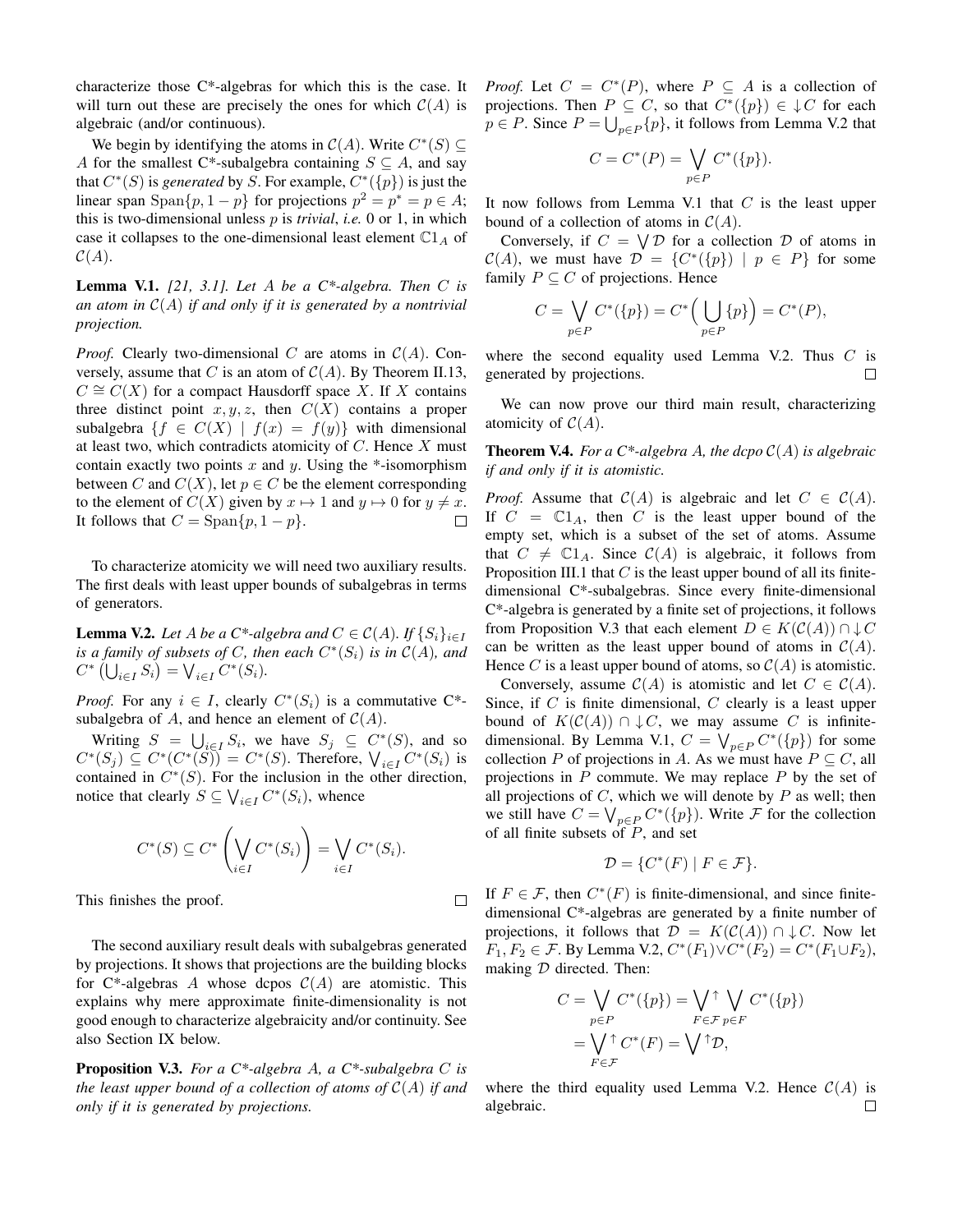characterize those C*-algebras for which this is the case. It will turn out these are precisely the ones for which $\mathcal{C}(A)$ is algebraic (and/or continuous).

We begin by identifying the atoms in $\mathcal{C}(A)$. Write $C^*(S) \subseteq A$ for the smallest C*-subalgebra containing $S \subseteq A$, and say that $C^*(S)$ is *generated* by $S$. For example, $C^*(\{p\})$ is just the linear span $\mathrm{Span}\{p, 1-p\}$ for projections $p^2 = p^* = p \in A$; this is two-dimensional unless $p$ is *trivial*, *i.e.* 0 or 1, in which case it collapses to the one-dimensional least element $\mathbb{C}1_A$ of $\mathcal{C}(A)$.

**Lemma V.1.** *[21, 3.1]. Let $A$ be a C\*-algebra. Then $C$ is an atom in $\mathcal{C}(A)$ if and only if it is generated by a nontrivial projection.*

*Proof.* Clearly two-dimensional $C$ are atoms in $\mathcal{C}(A)$. Conversely, assume that $C$ is an atom of $\mathcal{C}(A)$. By Theorem II.13, $C \cong C(X)$ for a compact Hausdorff space $X$. If $X$ contains three distinct point $x, y, z$, then $C(X)$ contains a proper subalgebra $\{f \in C(X) \mid f(x) = f(y)\}$ with dimensional at least two, which contradicts atomicity of $C$. Hence $X$ must contain exactly two points $x$ and $y$. Using the *-isomorphism between $C$ and $C(X)$, let $p \in C$ be the element corresponding to the element of $C(X)$ given by $x \mapsto 1$ and $y \mapsto 0$ for $y \neq x$. It follows that $C = \mathrm{Span}\{p, 1-p\}$. ∎

To characterize atomicity we will need two auxiliary results. The first deals with least upper bounds of subalgebras in terms of generators.

**Lemma V.2.** *Let $A$ be a C\*-algebra and $C \in \mathcal{C}(A)$. If $\{S_i\}_{i\in I}$ is a family of subsets of $C$, then each $C^*(S_i)$ is in $\mathcal{C}(A)$, and $C^*\left(\bigcup_{i\in I} S_i\right) = \bigvee_{i\in I} C^*(S_i)$.*

*Proof.* For any $i \in I$, clearly $C^*(S_i)$ is a commutative C*-subalgebra of $A$, and hence an element of $\mathcal{C}(A)$.

Writing $S = \bigcup_{i\in I} S_i$, we have $S_j \subseteq C^*(S)$, and so $C^*(S_j) \subseteq C^*(C^*(S)) = C^*(S)$. Therefore, $\bigvee_{i\in I} C^*(S_i)$ is contained in $C^*(S)$. For the inclusion in the other direction, notice that clearly $S \subseteq \bigvee_{i\in I} C^*(S_i)$, whence

$$C^*(S) \subseteq C^*\left(\bigvee_{i\in I} C^*(S_i)\right) = \bigvee_{i\in I} C^*(S_i).$$

This finishes the proof. ∎

The second auxiliary result deals with subalgebras generated by projections. It shows that projections are the building blocks for C*-algebras $A$ whose dcpos $\mathcal{C}(A)$ are atomistic. This explains why mere approximate finite-dimensionality is not good enough to characterize algebraicity and/or continuity. See also Section IX below.

**Proposition V.3.** *For a C\*-algebra $A$, a C\*-subalgebra $C$ is the least upper bound of a collection of atoms of $\mathcal{C}(A)$ if and only if it is generated by projections.*

*Proof.* Let $C = C^*(P)$, where $P \subseteq A$ is a collection of projections. Then $P \subseteq C$, so that $C^*(\{p\}) \in {\downarrow} C$ for each $p \in P$. Since $P = \bigcup_{p\in P}\{p\}$, it follows from Lemma V.2 that

$$C = C^*(P) = \bigvee_{p\in P} C^*(\{p\}).$$

It now follows from Lemma V.1 that $C$ is the least upper bound of a collection of atoms in $\mathcal{C}(A)$.

Conversely, if $C = \bigvee \mathcal{D}$ for a collection $\mathcal{D}$ of atoms in $\mathcal{C}(A)$, we must have $\mathcal{D} = \{C^*(\{p\}) \mid p \in P\}$ for some family $P \subseteq C$ of projections. Hence

$$C = \bigvee_{p\in P} C^*(\{p\}) = C^*\Big(\bigcup_{p\in P}\{p\}\Big) = C^*(P),$$

where the second equality used Lemma V.2. Thus $C$ is generated by projections. ∎

We can now prove our third main result, characterizing atomicity of $\mathcal{C}(A)$.

**Theorem V.4.** *For a C\*-algebra $A$, the dcpo $\mathcal{C}(A)$ is algebraic if and only if it is atomistic.*

*Proof.* Assume that $\mathcal{C}(A)$ is algebraic and let $C \in \mathcal{C}(A)$. If $C = \mathbb{C}1_A$, then $C$ is the least upper bound of the empty set, which is a subset of the set of atoms. Assume that $C \neq \mathbb{C}1_A$. Since $\mathcal{C}(A)$ is algebraic, it follows from Proposition III.1 that $C$ is the least upper bound of all its finite-dimensional C*-subalgebras. Since every finite-dimensional C*-algebra is generated by a finite set of projections, it follows from Proposition V.3 that each element $D \in K(\mathcal{C}(A)) \cap {\downarrow} C$ can be written as the least upper bound of atoms in $\mathcal{C}(A)$. Hence $C$ is a least upper bound of atoms, so $\mathcal{C}(A)$ is atomistic.

Conversely, assume $\mathcal{C}(A)$ is atomistic and let $C \in \mathcal{C}(A)$. Since, if $C$ is finite dimensional, $C$ clearly is a least upper bound of $K(\mathcal{C}(A)) \cap {\downarrow} C$, we may assume $C$ is infinite-dimensional. By Lemma V.1, $C = \bigvee_{p\in P} C^*(\{p\})$ for some collection $P$ of projections in $A$. As we must have $P \subseteq C$, all projections in $P$ commute. We may replace $P$ by the set of all projections of $C$, which we will denote by $P$ as well; then we still have $C = \bigvee_{p\in P} C^*(\{p\})$. Write $\mathcal{F}$ for the collection of all finite subsets of $P$, and set

$$\mathcal{D} = \{C^*(F) \mid F \in \mathcal{F}\}.$$

If $F \in \mathcal{F}$, then $C^*(F)$ is finite-dimensional, and since finite-dimensional C*-algebras are generated by a finite number of projections, it follows that $\mathcal{D} = K(\mathcal{C}(A)) \cap {\downarrow} C$. Now let $F_1, F_2 \in \mathcal{F}$. By Lemma V.2, $C^*(F_1) \vee C^*(F_2) = C^*(F_1 \cup F_2)$, making $\mathcal{D}$ directed. Then:

$$\begin{aligned} C = \bigvee_{p\in P} C^*(\{p\}) &= \bigvee_{F\in\mathcal{F}}^{\uparrow} \bigvee_{p\in F} C^*(\{p\}) \\ &= \bigvee_{F\in\mathcal{F}}^{\uparrow} C^*(F) = \bigvee{}^{\uparrow}\mathcal{D}, \end{aligned}$$

where the third equality used Lemma V.2. Hence $\mathcal{C}(A)$ is algebraic. ∎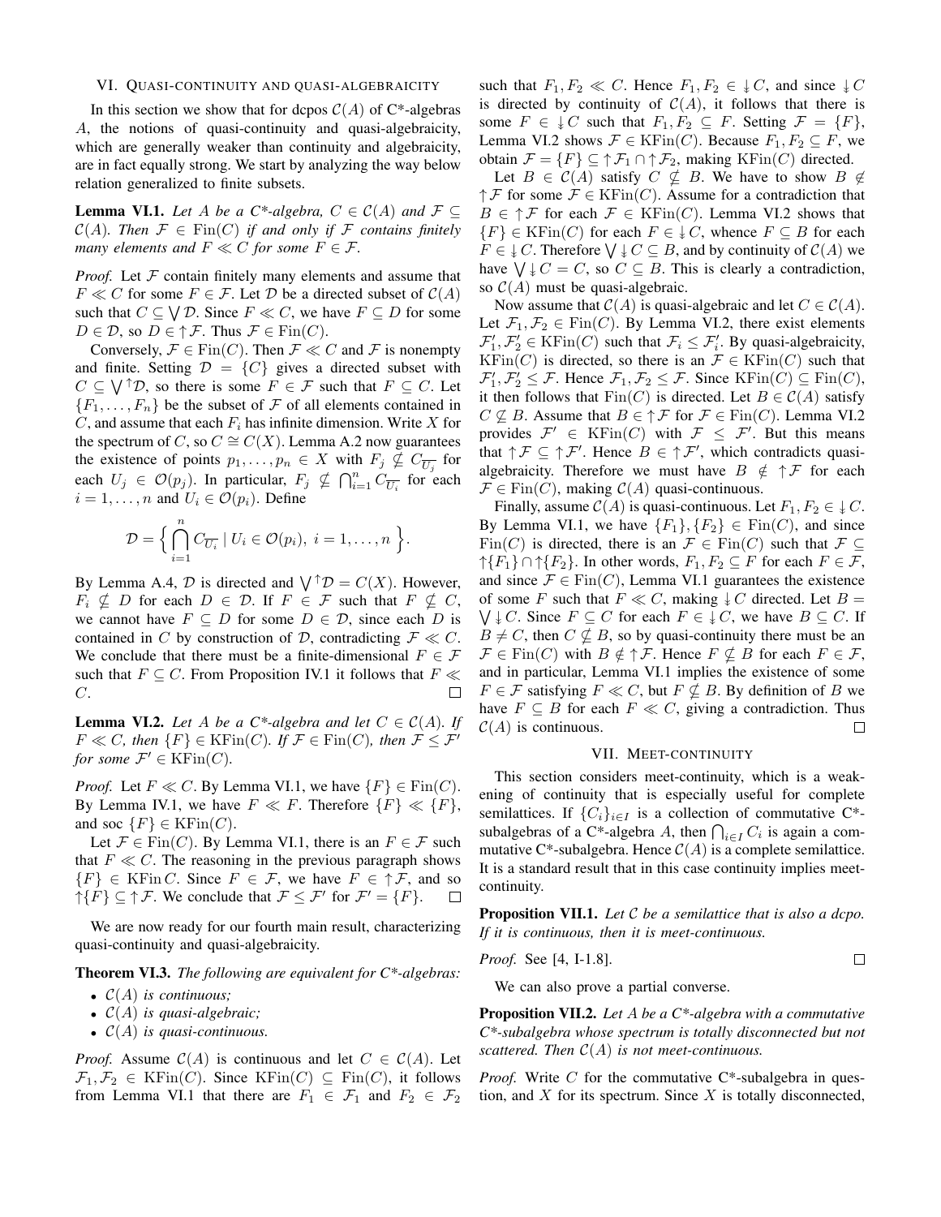## VI. Quasi-continuity and quasi-algebraicity

In this section we show that for dcpos $\mathcal{C}(A)$ of C*-algebras $A$, the notions of quasi-continuity and quasi-algebraicity, which are generally weaker than continuity and algebraicity, are in fact equally strong. We start by analyzing the way below relation generalized to finite subsets.

**Lemma VI.1.** *Let $A$ be a C*-algebra, $C \in \mathcal{C}(A)$ and $\mathcal{F} \subseteq \mathcal{C}(A)$. Then $\mathcal{F} \in \mathrm{Fin}(C)$ if and only if $\mathcal{F}$ contains finitely many elements and $F \ll C$ for some $F \in \mathcal{F}$.*

*Proof.* Let $\mathcal{F}$ contain finitely many elements and assume that $F \ll C$ for some $F \in \mathcal{F}$. Let $\mathcal{D}$ be a directed subset of $\mathcal{C}(A)$ such that $C \subseteq \bigvee \mathcal{D}$. Since $F \ll C$, we have $F \subseteq D$ for some $D \in \mathcal{D}$, so $D \in \uparrow \mathcal{F}$. Thus $\mathcal{F} \in \mathrm{Fin}(C)$.

Conversely, $\mathcal{F} \in \mathrm{Fin}(C)$. Then $\mathcal{F} \ll C$ and $\mathcal{F}$ is nonempty and finite. Setting $\mathcal{D} = \{C\}$ gives a directed subset with $C \subseteq \bigvee^{\uparrow}\mathcal{D}$, so there is some $F \in \mathcal{F}$ such that $F \subseteq C$. Let $\{F_1, \ldots, F_n\}$ be the subset of $\mathcal{F}$ of all elements contained in $C$, and assume that each $F_i$ has infinite dimension. Write $X$ for the spectrum of $C$, so $C \cong C(X)$. Lemma A.2 now guarantees the existence of points $p_1, \ldots, p_n \in X$ with $F_j \not\subseteq C_{\overline{U_j}}$ for each $U_j \in \mathcal{O}(p_j)$. In particular, $F_j \not\subseteq \bigcap_{i=1}^n C_{\overline{U_i}}$ for each $i = 1, \ldots, n$ and $U_i \in \mathcal{O}(p_i)$. Define

$$\mathcal{D} = \Big\{ \bigcap_{i=1}^{n} C_{\overline{U_i}} \mid U_i \in \mathcal{O}(p_i),\ i = 1, \ldots, n \Big\}.$$

By Lemma A.4, $\mathcal{D}$ is directed and $\bigvee^{\uparrow}\mathcal{D} = C(X)$. However, $F_i \not\subseteq D$ for each $D \in \mathcal{D}$. If $F \in \mathcal{F}$ such that $F \not\subseteq C$, we cannot have $F \subseteq D$ for some $D \in \mathcal{D}$, since each $D$ is contained in $C$ by construction of $\mathcal{D}$, contradicting $\mathcal{F} \ll C$. We conclude that there must be a finite-dimensional $F \in \mathcal{F}$ such that $F \subseteq C$. From Proposition IV.1 it follows that $F \ll C$. $\square$

**Lemma VI.2.** *Let $A$ be a C*-algebra and let $C \in \mathcal{C}(A)$. If $F \ll C$, then $\{F\} \in \mathrm{KFin}(C)$. If $\mathcal{F} \in \mathrm{Fin}(C)$, then $\mathcal{F} \leq \mathcal{F}'$ for some $\mathcal{F}' \in \mathrm{KFin}(C)$.*

*Proof.* Let $F \ll C$. By Lemma VI.1, we have $\{F\} \in \mathrm{Fin}(C)$. By Lemma IV.1, we have $F \ll F$. Therefore $\{F\} \ll \{F\}$, and soc $\{F\} \in \mathrm{KFin}(C)$.

Let $\mathcal{F} \in \mathrm{Fin}(C)$. By Lemma VI.1, there is an $F \in \mathcal{F}$ such that $F \ll C$. The reasoning in the previous paragraph shows $\{F\} \in \mathrm{KFin}\, C$. Since $F \in \mathcal{F}$, we have $F \in \uparrow \mathcal{F}$, and so $\uparrow\{F\} \subseteq \uparrow \mathcal{F}$. We conclude that $\mathcal{F} \leq \mathcal{F}'$ for $\mathcal{F}' = \{F\}$. $\square$

We are now ready for our fourth main result, characterizing quasi-continuity and quasi-algebraicity.

**Theorem VI.3.** *The following are equivalent for C*-algebras:*

- *$\mathcal{C}(A)$ is continuous;*
- *$\mathcal{C}(A)$ is quasi-algebraic;*
- *$\mathcal{C}(A)$ is quasi-continuous.*

*Proof.* Assume $\mathcal{C}(A)$ is continuous and let $C \in \mathcal{C}(A)$. Let $\mathcal{F}_1, \mathcal{F}_2 \in \mathrm{KFin}(C)$. Since $\mathrm{KFin}(C) \subseteq \mathrm{Fin}(C)$, it follows from Lemma VI.1 that there are $F_1 \in \mathcal{F}_1$ and $F_2 \in \mathcal{F}_2$ such that $F_1, F_2 \ll C$. Hence $F_1, F_2 \in \downarrow\!\!\downarrow C$, and since $\downarrow\!\!\downarrow C$ is directed by continuity of $\mathcal{C}(A)$, it follows that there is some $F \in \downarrow\!\!\downarrow C$ such that $F_1, F_2 \subseteq F$. Setting $\mathcal{F} = \{F\}$, Lemma VI.2 shows $\mathcal{F} \in \mathrm{KFin}(C)$. Because $F_1, F_2 \subseteq F$, we obtain $\mathcal{F} = \{F\} \subseteq \uparrow \mathcal{F}_1 \cap \uparrow \mathcal{F}_2$, making $\mathrm{KFin}(C)$ directed.

Let $B \in \mathcal{C}(A)$ satisfy $C \not\subseteq B$. We have to show $B \notin \uparrow \mathcal{F}$ for some $\mathcal{F} \in \mathrm{KFin}(C)$. Assume for a contradiction that $B \in \uparrow \mathcal{F}$ for each $\mathcal{F} \in \mathrm{KFin}(C)$. Lemma VI.2 shows that $\{F\} \in \mathrm{KFin}(C)$ for each $F \in \downarrow\!\!\downarrow C$, whence $F \subseteq B$ for each $F \in \downarrow\!\!\downarrow C$. Therefore $\bigvee \downarrow\!\!\downarrow C \subseteq B$, and by continuity of $\mathcal{C}(A)$ we have $\bigvee \downarrow\!\!\downarrow C = C$, so $C \subseteq B$. This is clearly a contradiction, so $\mathcal{C}(A)$ must be quasi-algebraic.

Now assume that $\mathcal{C}(A)$ is quasi-algebraic and let $C \in \mathcal{C}(A)$. Let $\mathcal{F}_1, \mathcal{F}_2 \in \mathrm{Fin}(C)$. By Lemma VI.2, there exist elements $\mathcal{F}_1', \mathcal{F}_2' \in \mathrm{KFin}(C)$ such that $\mathcal{F}_i \leq \mathcal{F}_i'$. By quasi-algebraicity, $\mathrm{KFin}(C)$ is directed, so there is an $\mathcal{F} \in \mathrm{KFin}(C)$ such that $\mathcal{F}_1', \mathcal{F}_2' \leq \mathcal{F}$. Hence $\mathcal{F}_1, \mathcal{F}_2 \leq \mathcal{F}$. Since $\mathrm{KFin}(C) \subseteq \mathrm{Fin}(C)$, it then follows that $\mathrm{Fin}(C)$ is directed. Let $B \in \mathcal{C}(A)$ satisfy $C \not\subseteq B$. Assume that $B \in \uparrow \mathcal{F}$ for $\mathcal{F} \in \mathrm{Fin}(C)$. Lemma VI.2 provides $\mathcal{F}' \in \mathrm{KFin}(C)$ with $\mathcal{F} \leq \mathcal{F}'$. But this means that $\uparrow \mathcal{F} \subseteq \uparrow \mathcal{F}'$. Hence $B \in \uparrow \mathcal{F}'$, which contradicts quasi-algebraicity. Therefore we must have $B \notin \uparrow \mathcal{F}$ for each $\mathcal{F} \in \mathrm{Fin}(C)$, making $\mathcal{C}(A)$ quasi-continuous.

Finally, assume $\mathcal{C}(A)$ is quasi-continuous. Let $F_1, F_2 \in \downarrow\!\!\downarrow C$. By Lemma VI.1, we have $\{F_1\}, \{F_2\} \in \mathrm{Fin}(C)$, and since $\mathrm{Fin}(C)$ is directed, there is an $\mathcal{F} \in \mathrm{Fin}(C)$ such that $\mathcal{F} \subseteq \uparrow\{F_1\} \cap \uparrow\{F_2\}$. In other words, $F_1, F_2 \subseteq F$ for each $F \in \mathcal{F}$, and since $\mathcal{F} \in \mathrm{Fin}(C)$, Lemma VI.1 guarantees the existence of some $F$ such that $F \ll C$, making $\downarrow\!\!\downarrow C$ directed. Let $B = \bigvee \downarrow\!\!\downarrow C$. Since $F \subseteq C$ for each $F \in \downarrow\!\!\downarrow C$, we have $B \subseteq C$. If $B \neq C$, then $C \not\subseteq B$, so by quasi-continuity there must be an $\mathcal{F} \in \mathrm{Fin}(C)$ with $B \notin \uparrow \mathcal{F}$. Hence $F \not\subseteq B$ for each $F \in \mathcal{F}$, and in particular, Lemma VI.1 implies the existence of some $F \in \mathcal{F}$ satisfying $F \ll C$, but $F \not\subseteq B$. By definition of $B$ we have $F \subseteq B$ for each $F \ll C$, giving a contradiction. Thus $\mathcal{C}(A)$ is continuous. $\square$

## VII. Meet-continuity

This section considers meet-continuity, which is a weakening of continuity that is especially useful for complete semilattices. If $\{C_i\}_{i \in I}$ is a collection of commutative C*-subalgebras of a C*-algebra $A$, then $\bigcap_{i \in I} C_i$ is again a commutative C*-subalgebra. Hence $\mathcal{C}(A)$ is a complete semilattice. It is a standard result that in this case continuity implies meet-continuity.

**Proposition VII.1.** *Let $\mathcal{C}$ be a semilattice that is also a dcpo. If it is continuous, then it is meet-continuous.*

*Proof.* See [4, I-1.8]. $\square$

We can also prove a partial converse.

**Proposition VII.2.** *Let $A$ be a C*-algebra with a commutative C*-subalgebra whose spectrum is totally disconnected but not scattered. Then $\mathcal{C}(A)$ is not meet-continuous.*

*Proof.* Write $C$ for the commutative C*-subalgebra in question, and $X$ for its spectrum. Since $X$ is totally disconnected,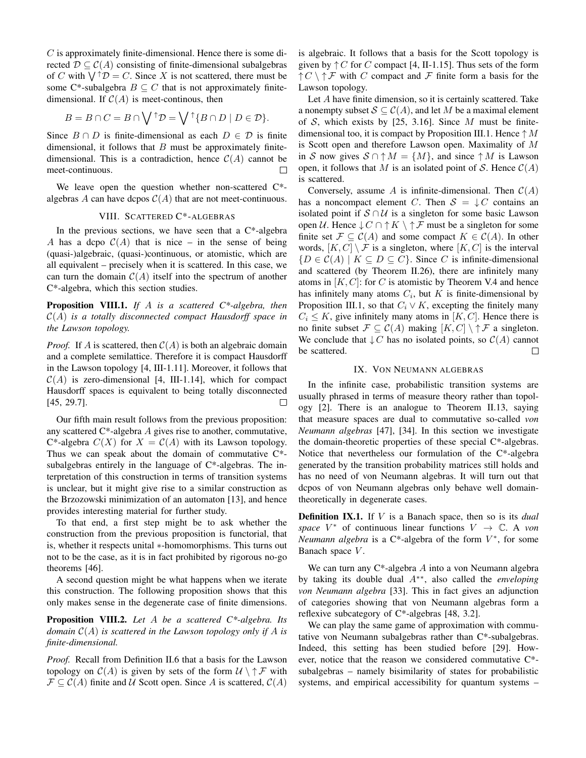$C$ is approximately finite-dimensional. Hence there is some directed $\mathcal{D} \subseteq \mathcal{C}(A)$ consisting of finite-dimensional subalgebras of $C$ with $\bigvee^{\uparrow}\mathcal{D} = C$. Since $X$ is not scattered, there must be some C*-subalgebra $B \subseteq C$ that is not approximately finite-dimensional. If $\mathcal{C}(A)$ is meet-continous, then

$$B = B \cap C = B \cap \bigvee{}^{\uparrow}\mathcal{D} = \bigvee{}^{\uparrow}\{B \cap D \mid D \in \mathcal{D}\}.$$

Since $B \cap D$ is finite-dimensional as each $D \in \mathcal{D}$ is finite dimensional, it follows that $B$ must be approximately finite-dimensional. This is a contradiction, hence $\mathcal{C}(A)$ cannot be meet-continuous. □

We leave open the question whether non-scattered C*-algebras $A$ can have dcpos $\mathcal{C}(A)$ that are not meet-continuous.

## VIII. Scattered C*-algebras

In the previous sections, we have seen that a C*-algebra $A$ has a dcpo $\mathcal{C}(A)$ that is nice – in the sense of being (quasi-)algebraic, (quasi-)continuous, or atomistic, which are all equivalent – precisely when it is scattered. In this case, we can turn the domain $\mathcal{C}(A)$ itself into the spectrum of another C*-algebra, which this section studies.

**Proposition VIII.1.** *If $A$ is a scattered C*-algebra, then $\mathcal{C}(A)$ is a totally disconnected compact Hausdorff space in the Lawson topology.*

*Proof.* If $A$ is scattered, then $\mathcal{C}(A)$ is both an algebraic domain and a complete semilattice. Therefore it is compact Hausdorff in the Lawson topology [4, III-1.11]. Moreover, it follows that $\mathcal{C}(A)$ is zero-dimensional [4, III-1.14], which for compact Hausdorff spaces is equivalent to being totally disconnected [45, 29.7]. □

Our fifth main result follows from the previous proposition: any scattered C*-algebra $A$ gives rise to another, commutative, C*-algebra $C(X)$ for $X = \mathcal{C}(A)$ with its Lawson topology. Thus we can speak about the domain of commutative C*-subalgebras entirely in the language of C*-algebras. The interpretation of this construction in terms of transition systems is unclear, but it might give rise to a similar construction as the Brzozowski minimization of an automaton [13], and hence provides interesting material for further study.

To that end, a first step might be to ask whether the construction from the previous proposition is functorial, that is, whether it respects unital ∗-homomorphisms. This turns out not to be the case, as it is in fact prohibited by rigorous no-go theorems [46].

A second question might be what happens when we iterate this construction. The following proposition shows that this only makes sense in the degenerate case of finite dimensions.

**Proposition VIII.2.** *Let $A$ be a scattered C*-algebra. Its domain $\mathcal{C}(A)$ is scattered in the Lawson topology only if $A$ is finite-dimensional.*

*Proof.* Recall from Definition II.6 that a basis for the Lawson topology on $\mathcal{C}(A)$ is given by sets of the form $\mathcal{U} \setminus \uparrow\mathcal{F}$ with $\mathcal{F} \subseteq \mathcal{C}(A)$ finite and $\mathcal{U}$ Scott open. Since $A$ is scattered, $\mathcal{C}(A)$ is algebraic. It follows that a basis for the Scott topology is given by $\uparrow C$ for $C$ compact [4, II-1.15]. Thus sets of the form $\uparrow C \setminus \uparrow \mathcal{F}$ with $C$ compact and $\mathcal{F}$ finite form a basis for the Lawson topology.

Let $A$ have finite dimension, so it is certainly scattered. Take a nonempty subset $\mathcal{S} \subseteq \mathcal{C}(A)$, and let $M$ be a maximal element of $\mathcal{S}$, which exists by [25, 3.16]. Since $M$ must be finite-dimensional too, it is compact by Proposition III.1. Hence $\uparrow M$ is Scott open and therefore Lawson open. Maximality of $M$ in $\mathcal{S}$ now gives $\mathcal{S} \cap \uparrow M = \{M\}$, and since $\uparrow M$ is Lawson open, it follows that $M$ is an isolated point of $\mathcal{S}$. Hence $\mathcal{C}(A)$ is scattered.

Conversely, assume $A$ is infinite-dimensional. Then $\mathcal{C}(A)$ has a noncompact element $C$. Then $\mathcal{S} = \downarrow C$ contains an isolated point if $\mathcal{S} \cap \mathcal{U}$ is a singleton for some basic Lawson open $\mathcal{U}$. Hence $\downarrow C \cap \uparrow K \setminus \uparrow \mathcal{F}$ must be a singleton for some finite set $\mathcal{F} \subseteq \mathcal{C}(A)$ and some compact $K \in \mathcal{C}(A)$. In other words, $[K, C] \setminus \mathcal{F}$ is a singleton, where $[K, C]$ is the interval $\{D \in \mathcal{C}(A) \mid K \subseteq D \subseteq C\}$. Since $C$ is infinite-dimensional and scattered (by Theorem II.26), there are infinitely many atoms in $[K, C]$: for $C$ is atomistic by Theorem V.4 and hence has infinitely many atoms $C_i$, but $K$ is finite-dimensional by Proposition III.1, so that $C_i \vee K$, excepting the finitely many $C_i \leq K$, give infinitely many atoms in $[K, C]$. Hence there is no finite subset $\mathcal{F} \subseteq \mathcal{C}(A)$ making $[K, C] \setminus \uparrow \mathcal{F}$ a singleton. We conclude that $\downarrow C$ has no isolated points, so $\mathcal{C}(A)$ cannot be scattered. □

## IX. Von Neumann algebras

In the infinite case, probabilistic transition systems are usually phrased in terms of measure theory rather than topology [2]. There is an analogue to Theorem II.13, saying that measure spaces are dual to commutative so-called *von Neumann algebras* [47], [34]. In this section we investigate the domain-theoretic properties of these special C*-algebras. Notice that nevertheless our formulation of the C*-algebra generated by the transition probability matrices still holds and has no need of von Neumann algebras. It will turn out that dcpos of von Neumann algebras only behave well domain-theoretically in degenerate cases.

**Definition IX.1.** If $V$ is a Banach space, then so is its *dual space* $V^*$ of continuous linear functions $V \to \mathbb{C}$. A *von Neumann algebra* is a C*-algebra of the form $V^*$, for some Banach space $V$.

We can turn any C*-algebra $A$ into a von Neumann algebra by taking its double dual $A^{**}$, also called the *enveloping von Neumann algebra* [33]. This in fact gives an adjunction of categories showing that von Neumann algebras form a reflexive subcategory of C*-algebras [48, 3.2].

We can play the same game of approximation with commutative von Neumann subalgebras rather than C*-subalgebras. Indeed, this setting has been studied before [29]. However, notice that the reason we considered commutative C*-subalgebras – namely bisimilarity of states for probabilistic systems, and empirical accessibility for quantum systems –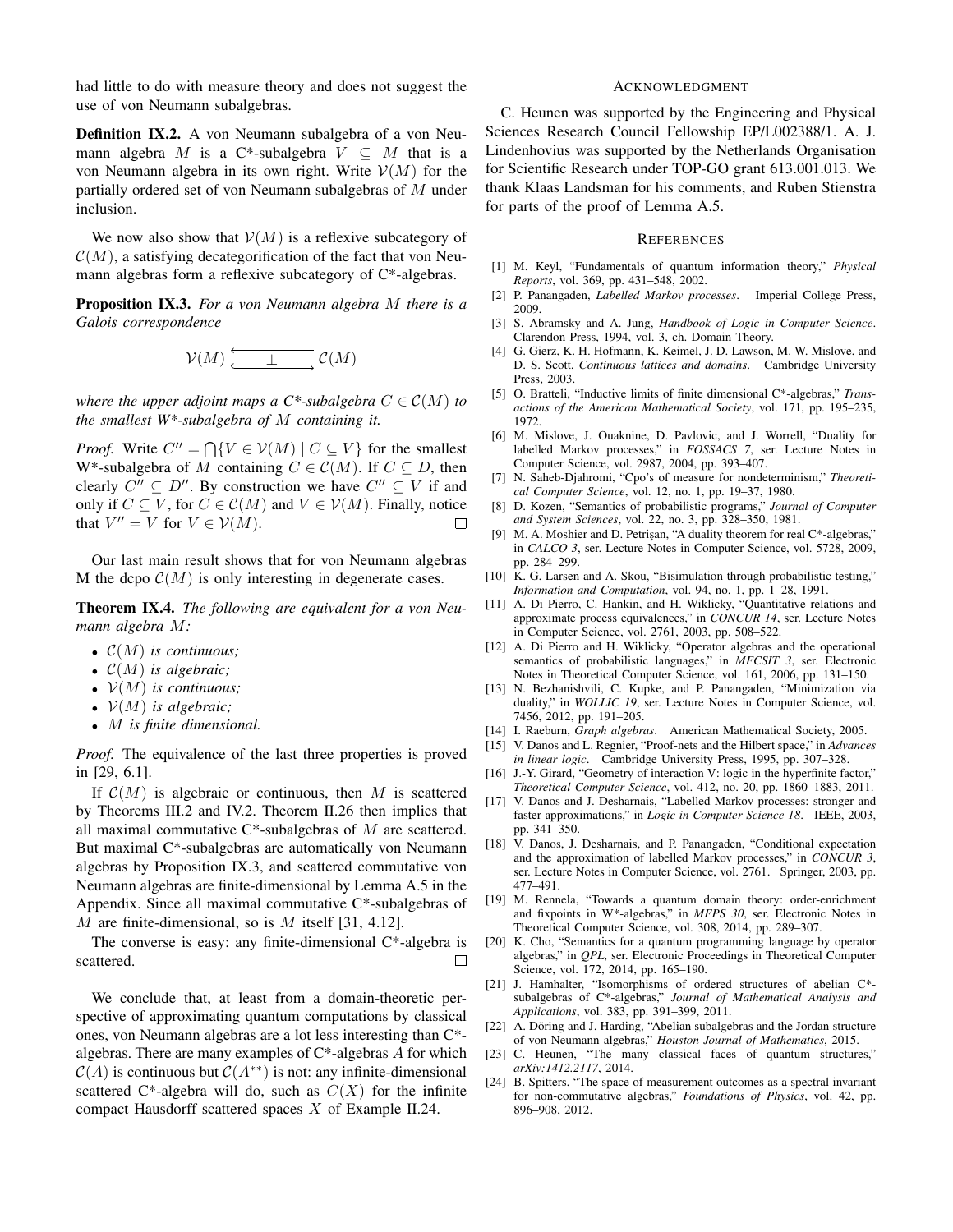had little to do with measure theory and does not suggest the use of von Neumann subalgebras.

**Definition IX.2.** A von Neumann subalgebra of a von Neumann algebra $M$ is a C*-subalgebra $V \subseteq M$ that is a von Neumann algebra in its own right. Write $\mathcal{V}(M)$ for the partially ordered set of von Neumann subalgebras of $M$ under inclusion.

We now also show that $\mathcal{V}(M)$ is a reflexive subcategory of $\mathcal{C}(M)$, a satisfying decategorification of the fact that von Neumann algebras form a reflexive subcategory of C*-algebras.

**Proposition IX.3.** *For a von Neumann algebra $M$ there is a Galois correspondence*

$$\mathcal{V}(M) \underset{\hookrightarrow}{\overset{\longleftarrow}{\perp}} \mathcal{C}(M)$$

*where the upper adjoint maps a C*-subalgebra $C \in \mathcal{C}(M)$ to the smallest W*-subalgebra of $M$ containing it.*

*Proof.* Write $C'' = \bigcap\{V \in \mathcal{V}(M) \mid C \subseteq V\}$ for the smallest W*-subalgebra of $M$ containing $C \in \mathcal{C}(M)$. If $C \subseteq D$, then clearly $C'' \subseteq D''$. By construction we have $C'' \subseteq V$ if and only if $C \subseteq V$, for $C \in \mathcal{C}(M)$ and $V \in \mathcal{V}(M)$. Finally, notice that $V'' = V$ for $V \in \mathcal{V}(M)$. □

Our last main result shows that for von Neumann algebras M the dcpo $\mathcal{C}(M)$ is only interesting in degenerate cases.

**Theorem IX.4.** *The following are equivalent for a von Neumann algebra $M$:*

- *$\mathcal{C}(M)$ is continuous;*
- *$\mathcal{C}(M)$ is algebraic;*
- *$\mathcal{V}(M)$ is continuous;*
- *$\mathcal{V}(M)$ is algebraic;*
- *$M$ is finite dimensional.*

*Proof.* The equivalence of the last three properties is proved in [29, 6.1].

If $\mathcal{C}(M)$ is algebraic or continuous, then $M$ is scattered by Theorems III.2 and IV.2. Theorem II.26 then implies that all maximal commutative C*-subalgebras of $M$ are scattered. But maximal C*-subalgebras are automatically von Neumann algebras by Proposition IX.3, and scattered commutative von Neumann algebras are finite-dimensional by Lemma A.5 in the Appendix. Since all maximal commutative C*-subalgebras of $M$ are finite-dimensional, so is $M$ itself [31, 4.12].

The converse is easy: any finite-dimensional C*-algebra is scattered. □

We conclude that, at least from a domain-theoretic perspective of approximating quantum computations by classical ones, von Neumann algebras are a lot less interesting than C*-algebras. There are many examples of C*-algebras $A$ for which $\mathcal{C}(A)$ is continuous but $\mathcal{C}(A^{**})$ is not: any infinite-dimensional scattered C*-algebra will do, such as $C(X)$ for the infinite compact Hausdorff scattered spaces $X$ of Example II.24.

## Acknowledgment

C. Heunen was supported by the Engineering and Physical Sciences Research Council Fellowship EP/L002388/1. A. J. Lindenhovius was supported by the Netherlands Organisation for Scientific Research under TOP-GO grant 613.001.013. We thank Klaas Landsman for his comments, and Ruben Stienstra for parts of the proof of Lemma A.5.

## References

[1] M. Keyl, "Fundamentals of quantum information theory," *Physical Reports*, vol. 369, pp. 431–548, 2002.

[2] P. Panangaden, *Labelled Markov processes*. Imperial College Press, 2009.

[3] S. Abramsky and A. Jung, *Handbook of Logic in Computer Science*. Clarendon Press, 1994, vol. 3, ch. Domain Theory.

[4] G. Gierz, K. H. Hofmann, K. Keimel, J. D. Lawson, M. W. Mislove, and D. S. Scott, *Continuous lattices and domains*. Cambridge University Press, 2003.

[5] O. Bratteli, "Inductive limits of finite dimensional C*-algebras," *Transactions of the American Mathematical Society*, vol. 171, pp. 195–235, 1972.

[6] M. Mislove, J. Ouaknine, D. Pavlovic, and J. Worrell, "Duality for labelled Markov processes," in *FOSSACS 7*, ser. Lecture Notes in Computer Science, vol. 2987, 2004, pp. 393–407.

[7] N. Saheb-Djahromi, "Cpo's of measure for nondeterminism," *Theoretical Computer Science*, vol. 12, no. 1, pp. 19–37, 1980.

[8] D. Kozen, "Semantics of probabilistic programs," *Journal of Computer and System Sciences*, vol. 22, no. 3, pp. 328–350, 1981.

[9] M. A. Moshier and D. Petrişan, "A duality theorem for real C*-algebras," in *CALCO 3*, ser. Lecture Notes in Computer Science, vol. 5728, 2009, pp. 284–299.

[10] K. G. Larsen and A. Skou, "Bisimulation through probabilistic testing," *Information and Computation*, vol. 94, no. 1, pp. 1–28, 1991.

[11] A. Di Pierro, C. Hankin, and H. Wiklicky, "Quantitative relations and approximate process equivalences," in *CONCUR 14*, ser. Lecture Notes in Computer Science, vol. 2761, 2003, pp. 508–522.

[12] A. Di Pierro and H. Wiklicky, "Operator algebras and the operational semantics of probabilistic languages," in *MFCSIT 3*, ser. Electronic Notes in Theoretical Computer Science, vol. 161, 2006, pp. 131–150.

[13] N. Bezhanishvili, C. Kupke, and P. Panangaden, "Minimization via duality," in *WOLLIC 19*, ser. Lecture Notes in Computer Science, vol. 7456, 2012, pp. 191–205.

[14] I. Raeburn, *Graph algebras*. American Mathematical Society, 2005.

[15] V. Danos and L. Regnier, "Proof-nets and the Hilbert space," in *Advances in linear logic*. Cambridge University Press, 1995, pp. 307–328.

[16] J.-Y. Girard, "Geometry of interaction V: logic in the hyperfinite factor," *Theoretical Computer Science*, vol. 412, no. 20, pp. 1860–1883, 2011.

[17] V. Danos and J. Desharnais, "Labelled Markov processes: stronger and faster approximations," in *Logic in Computer Science 18*. IEEE, 2003, pp. 341–350.

[18] V. Danos, J. Desharnais, and P. Panangaden, "Conditional expectation and the approximation of labelled Markov processes," in *CONCUR 3*, ser. Lecture Notes in Computer Science, vol. 2761. Springer, 2003, pp. 477–491.

[19] M. Rennela, "Towards a quantum domain theory: order-enrichment and fixpoints in W*-algebras," in *MFPS 30*, ser. Electronic Notes in Theoretical Computer Science, vol. 308, 2014, pp. 289–307.

[20] K. Cho, "Semantics for a quantum programming language by operator algebras," in *QPL*, ser. Electronic Proceedings in Theoretical Computer Science, vol. 172, 2014, pp. 165–190.

[21] J. Hamhalter, "Isomorphisms of ordered structures of abelian C*-subalgebras of C*-algebras," *Journal of Mathematical Analysis and Applications*, vol. 383, pp. 391–399, 2011.

[22] A. Döring and J. Harding, "Abelian subalgebras and the Jordan structure of von Neumann algebras," *Houston Journal of Mathematics*, 2015.

[23] C. Heunen, "The many classical faces of quantum structures," *arXiv:1412.2117*, 2014.

[24] B. Spitters, "The space of measurement outcomes as a spectral invariant for non-commutative algebras," *Foundations of Physics*, vol. 42, pp. 896–908, 2012.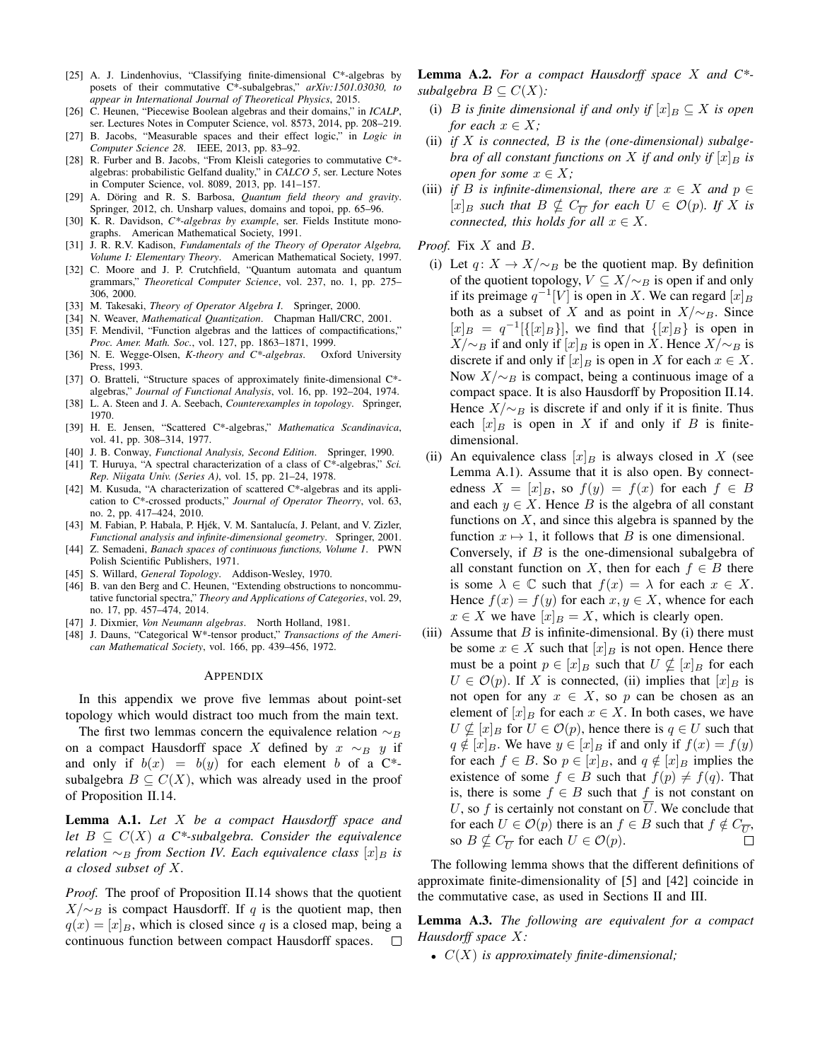[25] A. J. Lindenhovius, "Classifying finite-dimensional C*-algebras by posets of their commutative C*-subalgebras," *arXiv:1501.03030, to appear in International Journal of Theoretical Physics*, 2015.

[26] C. Heunen, "Piecewise Boolean algebras and their domains," in *ICALP*, ser. Lectures Notes in Computer Science, vol. 8573, 2014, pp. 208–219.

[27] B. Jacobs, "Measurable spaces and their effect logic," in *Logic in Computer Science 28*. IEEE, 2013, pp. 83–92.

[28] R. Furber and B. Jacobs, "From Kleisli categories to commutative C*-algebras: probabilistic Gelfand duality," in *CALCO 5*, ser. Lecture Notes in Computer Science, vol. 8089, 2013, pp. 141–157.

[29] A. Döring and R. S. Barbosa, *Quantum field theory and gravity*. Springer, 2012, ch. Unsharp values, domains and topoi, pp. 65–96.

[30] K. R. Davidson, *C*-algebras by example*, ser. Fields Institute monographs. American Mathematical Society, 1991.

[31] J. R. R.V. Kadison, *Fundamentals of the Theory of Operator Algebra, Volume I: Elementary Theory*. American Mathematical Society, 1997.

[32] C. Moore and J. P. Crutchfield, "Quantum automata and quantum grammars," *Theoretical Computer Science*, vol. 237, no. 1, pp. 275–306, 2000.

[33] M. Takesaki, *Theory of Operator Algebra I*. Springer, 2000.

[34] N. Weaver, *Mathematical Quantization*. Chapman Hall/CRC, 2001.

[35] F. Mendivil, "Function algebras and the lattices of compactifications," *Proc. Amer. Math. Soc.*, vol. 127, pp. 1863–1871, 1999.

[36] N. E. Wegge-Olsen, *K-theory and C*-algebras*. Oxford University Press, 1993.

[37] O. Bratteli, "Structure spaces of approximately finite-dimensional C*-algebras," *Journal of Functional Analysis*, vol. 16, pp. 192–204, 1974.

[38] L. A. Steen and J. A. Seebach, *Counterexamples in topology*. Springer, 1970.

[39] H. E. Jensen, "Scattered C*-algebras," *Mathematica Scandinavica*, vol. 41, pp. 308–314, 1977.

[40] J. B. Conway, *Functional Analysis, Second Edition*. Springer, 1990.

[41] T. Huruya, "A spectral characterization of a class of C*-algebras," *Sci. Rep. Niigata Univ. (Series A)*, vol. 15, pp. 21–24, 1978.

[42] M. Kusuda, "A characterization of scattered C*-algebras and its application to C*-crossed products," *Journal of Operator Theorry*, vol. 63, no. 2, pp. 417–424, 2010.

[43] M. Fabian, P. Habala, P. Hjék, V. M. Santalucía, J. Pelant, and V. Zizler, *Functional analysis and infinite-dimensional geometry*. Springer, 2001.

[44] Z. Semadeni, *Banach spaces of continuous functions, Volume 1*. PWN Polish Scientific Publishers, 1971.

[45] S. Willard, *General Topology*. Addison-Wesley, 1970.

[46] B. van den Berg and C. Heunen, "Extending obstructions to noncommutative functorial spectra," *Theory and Applications of Categories*, vol. 29, no. 17, pp. 457–474, 2014.

[47] J. Dixmier, *Von Neumann algebras*. North Holland, 1981.

[48] J. Dauns, "Categorical W*-tensor product," *Transactions of the American Mathematical Society*, vol. 166, pp. 439–456, 1972.

## Appendix

In this appendix we prove five lemmas about point-set topology which would distract too much from the main text.

The first two lemmas concern the equivalence relation $\sim_B$ on a compact Hausdorff space $X$ defined by $x \sim_B y$ if and only if $b(x) = b(y)$ for each element $b$ of a C*-subalgebra $B \subseteq C(X)$, which was already used in the proof of Proposition II.14.

**Lemma A.1.** *Let $X$ be a compact Hausdorff space and let $B \subseteq C(X)$ a C*-subalgebra. Consider the equivalence relation $\sim_B$ from Section IV. Each equivalence class $[x]_B$ is a closed subset of $X$.*

*Proof.* The proof of Proposition II.14 shows that the quotient $X/{\sim_B}$ is compact Hausdorff. If $q$ is the quotient map, then $q(x) = [x]_B$, which is closed since $q$ is a closed map, being a continuous function between compact Hausdorff spaces. □

**Lemma A.2.** *For a compact Hausdorff space $X$ and C*-subalgebra $B \subseteq C(X)$:*

(i) *$B$ is finite dimensional if and only if $[x]_B \subseteq X$ is open for each $x \in X$;*

(ii) *if $X$ is connected, $B$ is the (one-dimensional) subalgebra of all constant functions on $X$ if and only if $[x]_B$ is open for some $x \in X$;*

(iii) *if $B$ is infinite-dimensional, there are $x \in X$ and $p \in [x]_B$ such that $B \nsubseteq C_{\overline{U}}$ for each $U \in \mathcal{O}(p)$. If $X$ is connected, this holds for all $x \in X$.*

*Proof.* Fix $X$ and $B$.

(i) Let $q\colon X \to X/{\sim_B}$ be the quotient map. By definition of the quotient topology, $V \subseteq X/{\sim_B}$ is open if and only if its preimage $q^{-1}[V]$ is open in $X$. We can regard $[x]_B$ both as a subset of $X$ and as point in $X/{\sim_B}$. Since $[x]_B = q^{-1}[\{[x]_B\}]$, we find that $\{[x]_B\}$ is open in $X/{\sim_B}$ if and only if $[x]_B$ is open in $X$. Hence $X/{\sim_B}$ is discrete if and only if $[x]_B$ is open in $X$ for each $x \in X$. Now $X/{\sim_B}$ is compact, being a continuous image of a compact space. It is also Hausdorff by Proposition II.14. Hence $X/{\sim_B}$ is discrete if and only if it is finite. Thus each $[x]_B$ is open in $X$ if and only if $B$ is finite-dimensional.

(ii) An equivalence class $[x]_B$ is always closed in $X$ (see Lemma A.1). Assume that it is also open. By connectedness $X = [x]_B$, so $f(y) = f(x)$ for each $f \in B$ and each $y \in X$. Hence $B$ is the algebra of all constant functions on $X$, and since this algebra is spanned by the function $x \mapsto 1$, it follows that $B$ is one dimensional.
Conversely, if $B$ is the one-dimensional subalgebra of all constant function on $X$, then for each $f \in B$ there is some $\lambda \in \mathbb{C}$ such that $f(x) = \lambda$ for each $x \in X$. Hence $f(x) = f(y)$ for each $x, y \in X$, whence for each $x \in X$ we have $[x]_B = X$, which is clearly open.

(iii) Assume that $B$ is infinite-dimensional. By (i) there must be some $x \in X$ such that $[x]_B$ is not open. Hence there must be a point $p \in [x]_B$ such that $U \nsubseteq [x]_B$ for each $U \in \mathcal{O}(p)$. If $X$ is connected, (ii) implies that $[x]_B$ is not open for any $x \in X$, so $p$ can be chosen as an element of $[x]_B$ for each $x \in X$. In both cases, we have $U \nsubseteq [x]_B$ for $U \in \mathcal{O}(p)$, hence there is $q \in U$ such that $q \notin [x]_B$. We have $y \in [x]_B$ if and only if $f(x) = f(y)$ for each $f \in B$. So $p \in [x]_B$, and $q \notin [x]_B$ implies the existence of some $f \in B$ such that $f(p) \neq f(q)$. That is, there is some $f \in B$ such that $f$ is not constant on $U$, so $f$ is certainly not constant on $\overline{U}$. We conclude that for each $U \in \mathcal{O}(p)$ there is an $f \in B$ such that $f \notin C_{\overline{U}}$, so $B \nsubseteq C_{\overline{U}}$ for each $U \in \mathcal{O}(p)$. □

The following lemma shows that the different definitions of approximate finite-dimensionality of [5] and [42] coincide in the commutative case, as used in Sections II and III.

**Lemma A.3.** *The following are equivalent for a compact Hausdorff space $X$:*

- *$C(X)$ is approximately finite-dimensional;*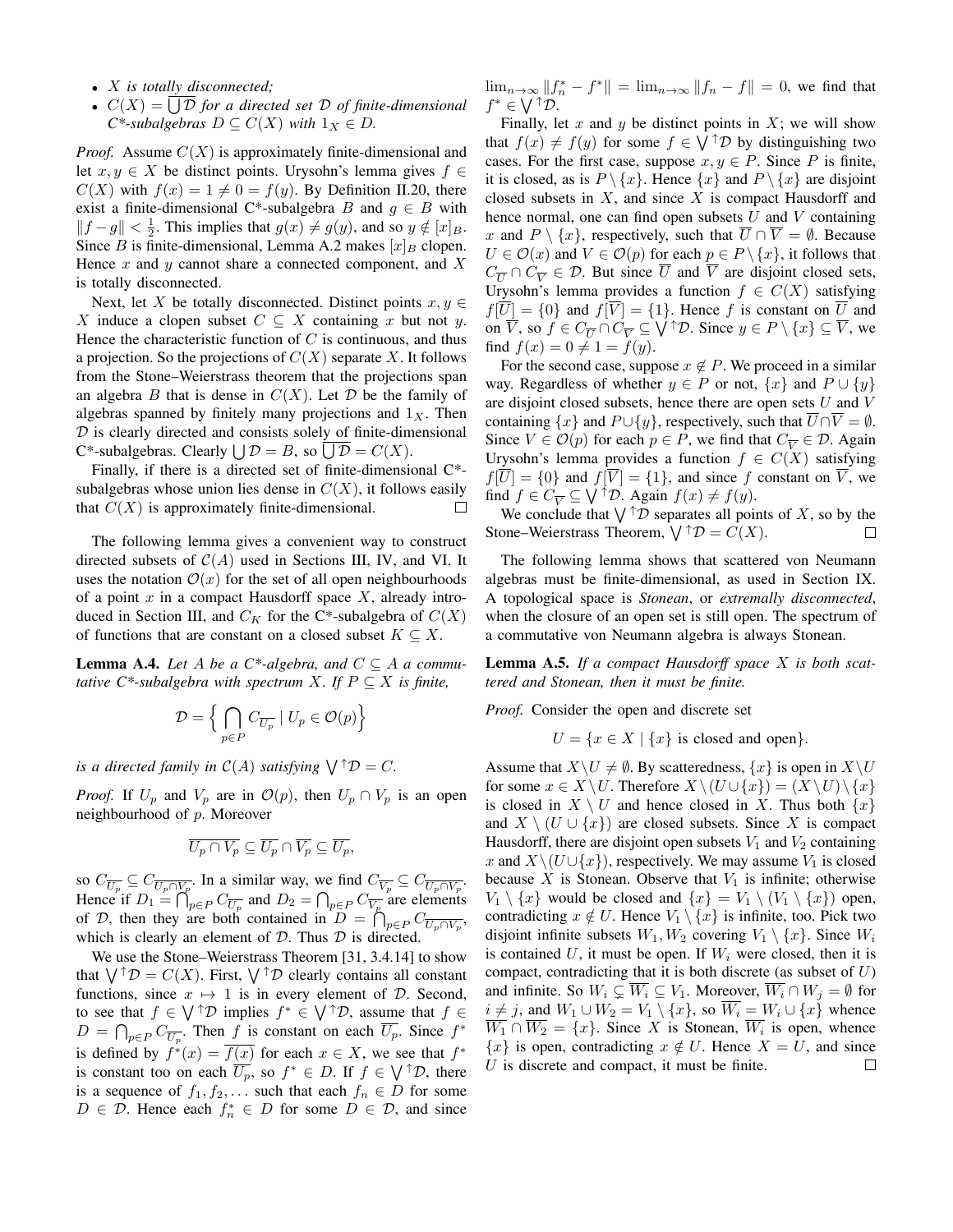- *$X$ is totally disconnected;*
- *$C(X) = \overline{\bigcup \mathcal{D}}$ for a directed set $\mathcal{D}$ of finite-dimensional C\*-subalgebras $D \subseteq C(X)$ with $1_X \in D$.*

*Proof.* Assume $C(X)$ is approximately finite-dimensional and let $x, y \in X$ be distinct points. Urysohn's lemma gives $f \in C(X)$ with $f(x) = 1 \neq 0 = f(y)$. By Definition II.20, there exist a finite-dimensional C\*-subalgebra $B$ and $g \in B$ with $\|f - g\| < \frac{1}{2}$. This implies that $g(x) \neq g(y)$, and so $y \notin [x]_B$. Since $B$ is finite-dimensional, Lemma A.2 makes $[x]_B$ clopen. Hence $x$ and $y$ cannot share a connected component, and $X$ is totally disconnected.

Next, let $X$ be totally disconnected. Distinct points $x, y \in X$ induce a clopen subset $C \subseteq X$ containing $x$ but not $y$. Hence the characteristic function of $C$ is continuous, and thus a projection. So the projections of $C(X)$ separate $X$. It follows from the Stone–Weierstrass theorem that the projections span an algebra $B$ that is dense in $C(X)$. Let $\mathcal{D}$ be the family of algebras spanned by finitely many projections and $1_X$. Then $\mathcal{D}$ is clearly directed and consists solely of finite-dimensional C\*-subalgebras. Clearly $\bigcup \mathcal{D} = B$, so $\overline{\bigcup \mathcal{D}} = C(X)$.

Finally, if there is a directed set of finite-dimensional C\*-subalgebras whose union lies dense in $C(X)$, it follows easily that $C(X)$ is approximately finite-dimensional. $\square$

The following lemma gives a convenient way to construct directed subsets of $\mathcal{C}(A)$ used in Sections III, IV, and VI. It uses the notation $\mathcal{O}(x)$ for the set of all open neighbourhoods of a point $x$ in a compact Hausdorff space $X$, already introduced in Section III, and $C_K$ for the C\*-subalgebra of $C(X)$ of functions that are constant on a closed subset $K \subseteq X$.

**Lemma A.4.** *Let $A$ be a C\*-algebra, and $C \subseteq A$ a commutative C\*-subalgebra with spectrum $X$. If $P \subseteq X$ is finite,*

$$\mathcal{D} = \Big\{ \bigcap_{p \in P} C_{\overline{U_p}} \mid U_p \in \mathcal{O}(p) \Big\}$$

*is a directed family in $\mathcal{C}(A)$ satisfying $\bigvee^{\uparrow} \mathcal{D} = C$.*

*Proof.* If $U_p$ and $V_p$ are in $\mathcal{O}(p)$, then $U_p \cap V_p$ is an open neighbourhood of $p$. Moreover

$$\overline{U_p \cap V_p} \subseteq \overline{U_p} \cap \overline{V_p} \subseteq \overline{U_p},$$

so $C_{\overline{U_p}} \subseteq C_{\overline{U_p \cap V_p}}$. In a similar way, we find $C_{\overline{V_p}} \subseteq C_{\overline{U_p \cap V_p}}$. Hence if $D_1 = \bigcap_{p \in P} C_{\overline{U_p}}$ and $D_2 = \bigcap_{p \in P} C_{\overline{V_p}}$ are elements of $\mathcal{D}$, then they are both contained in $D = \bigcap_{p \in P} C_{\overline{U_p \cap V_p}}$, which is clearly an element of $\mathcal{D}$. Thus $\mathcal{D}$ is directed.

We use the Stone–Weierstrass Theorem [31, 3.4.14] to show that $\bigvee^{\uparrow} \mathcal{D} = C(X)$. First, $\bigvee^{\uparrow} \mathcal{D}$ clearly contains all constant functions, since $x \mapsto 1$ is in every element of $\mathcal{D}$. Second, to see that $f \in \bigvee^{\uparrow} \mathcal{D}$ implies $f^* \in \bigvee^{\uparrow} \mathcal{D}$, assume that $f \in D = \bigcap_{p \in P} C_{\overline{U_p}}$. Then $f$ is constant on each $\overline{U_p}$. Since $f^*$ is defined by $f^*(x) = \overline{f(x)}$ for each $x \in X$, we see that $f^*$ is constant too on each $\overline{U_p}$, so $f^* \in D$. If $f \in \bigvee^{\uparrow} \mathcal{D}$, there is a sequence of $f_1, f_2, \ldots$ such that each $f_n \in D$ for some $D \in \mathcal{D}$. Hence each $f_n^* \in D$ for some $D \in \mathcal{D}$, and since $\lim_{n \to \infty} \|f_n^* - f^*\| = \lim_{n \to \infty} \|f_n - f\| = 0$, we find that $f^* \in \bigvee^{\uparrow} \mathcal{D}$.

Finally, let $x$ and $y$ be distinct points in $X$; we will show that $f(x) \neq f(y)$ for some $f \in \bigvee^{\uparrow} \mathcal{D}$ by distinguishing two cases. For the first case, suppose $x, y \in P$. Since $P$ is finite, it is closed, as is $P \setminus \{x\}$. Hence $\{x\}$ and $P \setminus \{x\}$ are disjoint closed subsets in $X$, and since $X$ is compact Hausdorff and hence normal, one can find open subsets $U$ and $V$ containing $x$ and $P \setminus \{x\}$, respectively, such that $\overline{U} \cap \overline{V} = \emptyset$. Because $U \in \mathcal{O}(x)$ and $V \in \mathcal{O}(p)$ for each $p \in P \setminus \{x\}$, it follows that $C_{\overline{U}} \cap C_{\overline{V}} \in \mathcal{D}$. But since $\overline{U}$ and $\overline{V}$ are disjoint closed sets, Urysohn's lemma provides a function $f \in C(X)$ satisfying $f[\overline{U}] = \{0\}$ and $f[\overline{V}] = \{1\}$. Hence $f$ is constant on $\overline{U}$ and on $\overline{V}$, so $f \in C_{\overline{U}} \cap C_{\overline{V}} \subseteq \bigvee^{\uparrow} \mathcal{D}$. Since $y \in P \setminus \{x\} \subseteq \overline{V}$, we find $f(x) = 0 \neq 1 = f(y)$.

For the second case, suppose $x \notin P$. We proceed in a similar way. Regardless of whether $y \in P$ or not, $\{x\}$ and $P \cup \{y\}$ are disjoint closed subsets, hence there are open sets $U$ and $V$ containing $\{x\}$ and $P \cup \{y\}$, respectively, such that $\overline{U} \cap \overline{V} = \emptyset$. Since $V \in \mathcal{O}(p)$ for each $p \in P$, we find that $C_{\overline{V}} \in \mathcal{D}$. Again Urysohn's lemma provides a function $f \in C(X)$ satisfying $f[\overline{U}] = \{0\}$ and $f[\overline{V}] = \{1\}$, and since $f$ constant on $\overline{V}$, we find $f \in C_{\overline{V}} \subseteq \bigvee^{\uparrow} \mathcal{D}$. Again $f(x) \neq f(y)$.

We conclude that $\bigvee^{\uparrow} \mathcal{D}$ separates all points of $X$, so by the Stone–Weierstrass Theorem, $\bigvee^{\uparrow} \mathcal{D} = C(X)$. $\square$

The following lemma shows that scattered von Neumann algebras must be finite-dimensional, as used in Section IX. A topological space is *Stonean*, or *extremally disconnected*, when the closure of an open set is still open. The spectrum of a commutative von Neumann algebra is always Stonean.

**Lemma A.5.** *If a compact Hausdorff space $X$ is both scattered and Stonean, then it must be finite.*

*Proof.* Consider the open and discrete set

$$U = \{x \in X \mid \{x\} \text{ is closed and open}\}.$$

Assume that $X \setminus U \neq \emptyset$. By scatteredness, $\{x\}$ is open in $X \setminus U$ for some $x \in X \setminus U$. Therefore $X \setminus (U \cup \{x\}) = (X \setminus U) \setminus \{x\}$ is closed in $X \setminus U$ and hence closed in $X$. Thus both $\{x\}$ and $X \setminus (U \cup \{x\})$ are closed subsets. Since $X$ is compact Hausdorff, there are disjoint open subsets $V_1$ and $V_2$ containing $x$ and $X \setminus (U \cup \{x\})$, respectively. We may assume $V_1$ is closed because $X$ is Stonean. Observe that $V_1$ is infinite; otherwise $V_1 \setminus \{x\}$ would be closed and $\{x\} = V_1 \setminus (V_1 \setminus \{x\})$ open, contradicting $x \notin U$. Hence $V_1 \setminus \{x\}$ is infinite, too. Pick two disjoint infinite subsets $W_1, W_2$ covering $V_1 \setminus \{x\}$. Since $W_i$ is contained $U$, it must be open. If $W_i$ were closed, then it is compact, contradicting that it is both discrete (as subset of $U$) and infinite. So $W_i \subsetneq \overline{W_i} \subseteq V_1$. Moreover, $\overline{W_i} \cap W_j = \emptyset$ for $i \neq j$, and $W_1 \cup W_2 = V_1 \setminus \{x\}$, so $\overline{W_i} = W_i \cup \{x\}$ whence $\overline{W_1} \cap \overline{W_2} = \{x\}$. Since $X$ is Stonean, $\overline{W_i}$ is open, whence $\{x\}$ is open, contradicting $x \notin U$. Hence $X = U$, and since $U$ is discrete and compact, it must be finite. $\square$